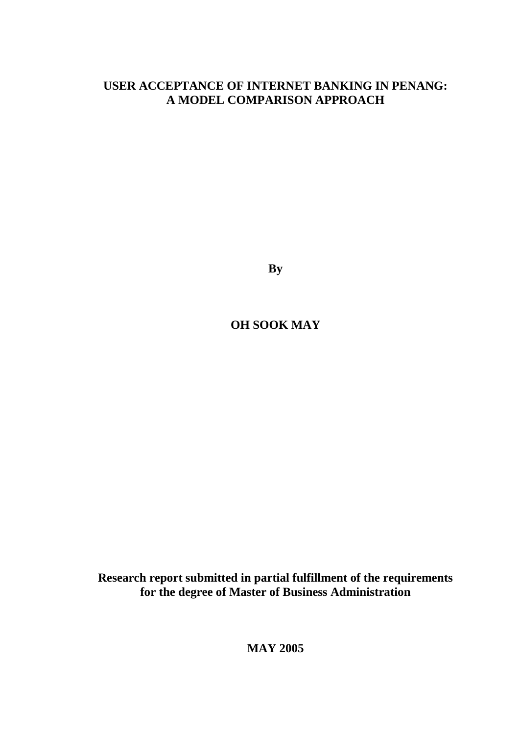# USER ACCEPTANCE OF INTERNET BANKING IN PENANG: A MODEL COMPARISON APPROACH

**By**

**OH SOOK MAY**

**Research report submitted in partial fulfillment of the requirements for the degree of Master of Business Administration**

**MAY 2005**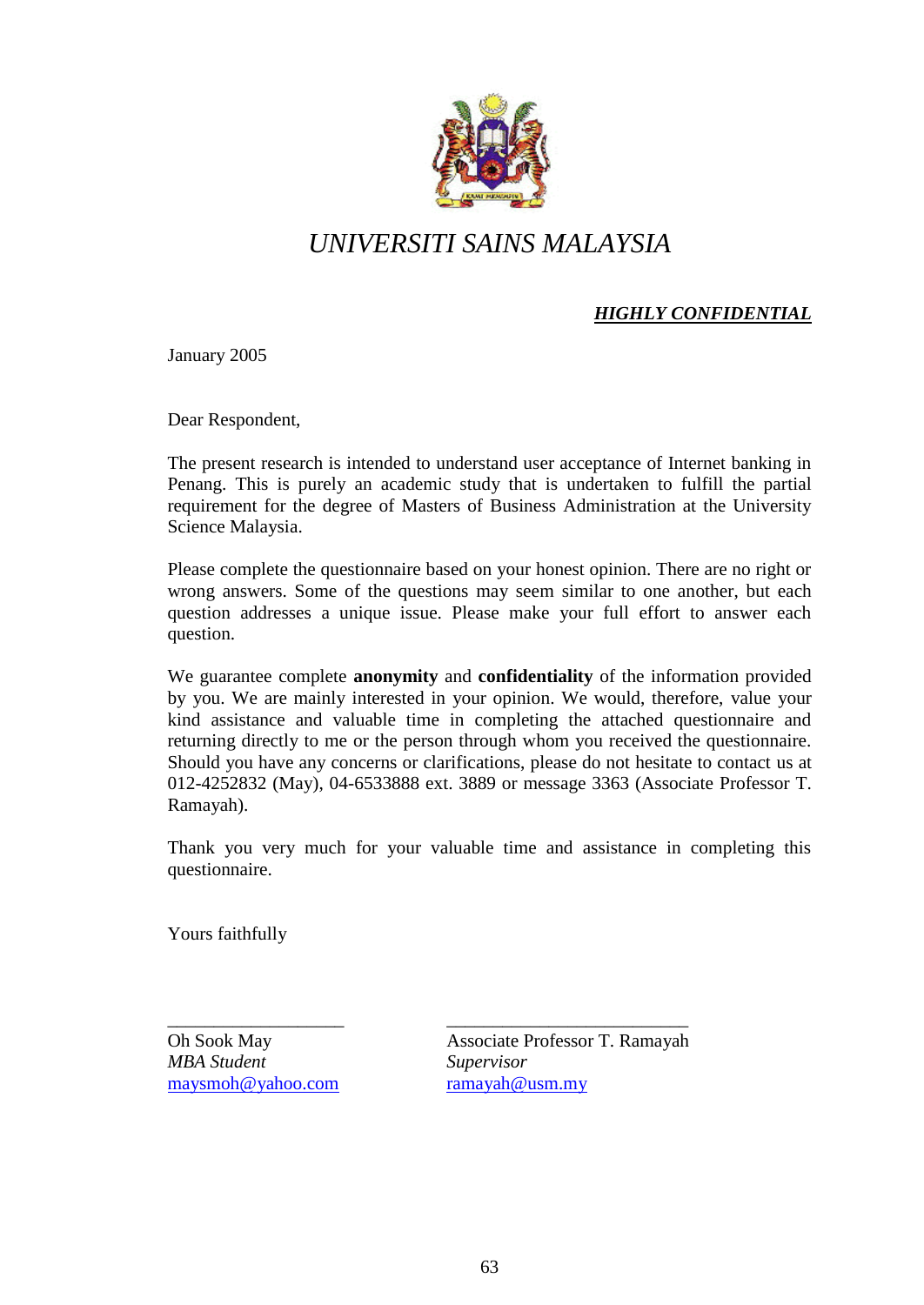# *UNIVERSITI SAINS MALAYSIA*

***HIGHLY CONFIDENTIAL***

January 2005

Dear Respondent,

The present research is intended to understand user acceptance of Internet banking in Penang. This is purely an academic study that is undertaken to fulfill the partial requirement for the degree of Masters of Business Administration at the University Science Malaysia.

Please complete the questionnaire based on your honest opinion. There are no right or wrong answers. Some of the questions may seem similar to one another, but each question addresses a unique issue. Please make your full effort to answer each question.

We guarantee complete **anonymity** and **confidentiality** of the information provided by you. We are mainly interested in your opinion. We would, therefore, value your kind assistance and valuable time in completing the attached questionnaire and returning directly to me or the person through whom you received the questionnaire. Should you have any concerns or clarifications, please do not hesitate to contact us at 012-4252832 (May), 04-6533888 ext. 3889 or message 3363 (Associate Professor T. Ramayah).

Thank you very much for your valuable time and assistance in completing this questionnaire.

Yours faithfully

| ___________________ | ___________________________ |
|---|---|
| Oh Sook May | Associate Professor T. Ramayah |
| *MBA Student* | *Supervisor* |
| maysmoh@yahoo.com | ramayah@usm.my |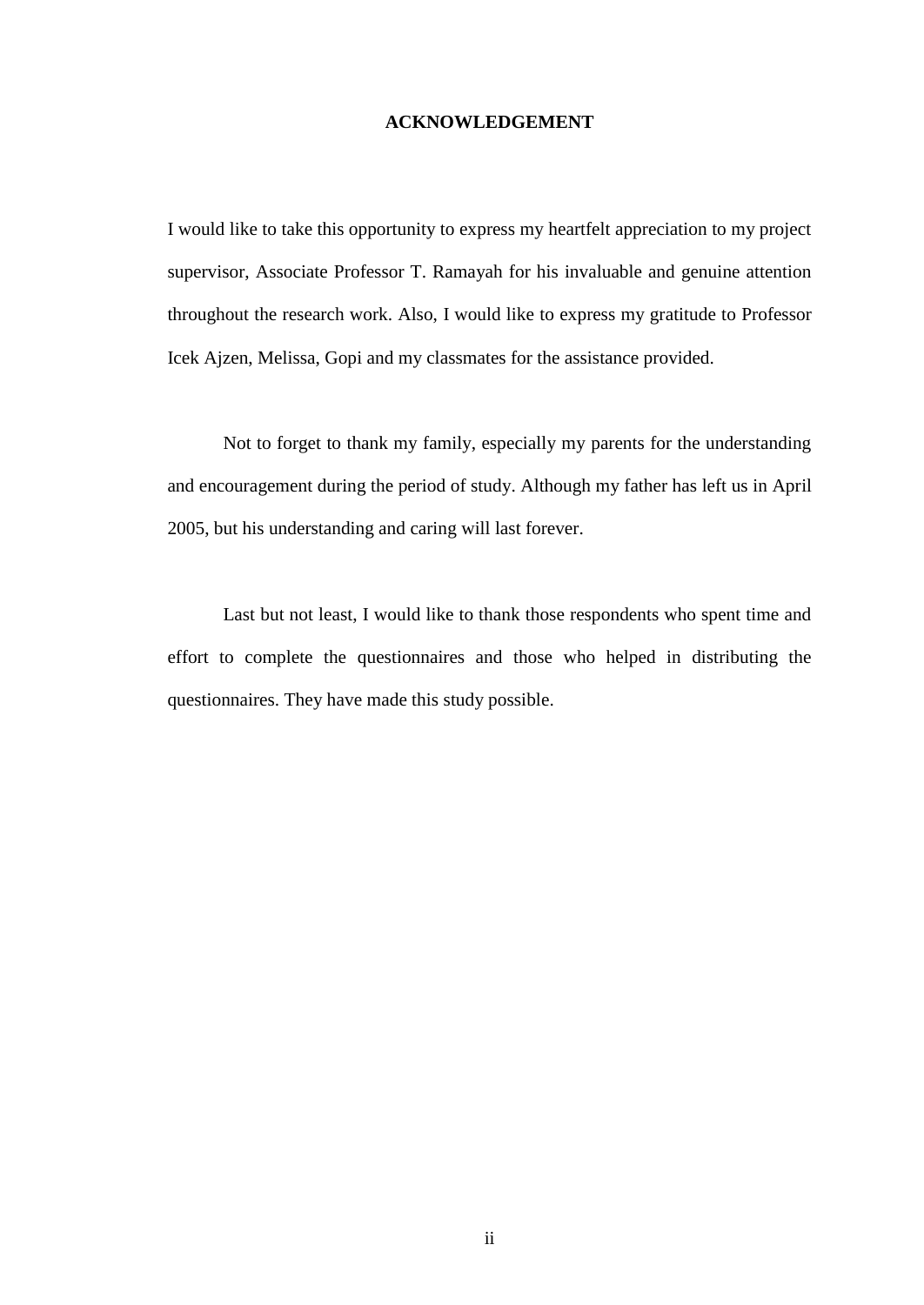# ACKNOWLEDGEMENT

I would like to take this opportunity to express my heartfelt appreciation to my project supervisor, Associate Professor T. Ramayah for his invaluable and genuine attention throughout the research work. Also, I would like to express my gratitude to Professor Icek Ajzen, Melissa, Gopi and my classmates for the assistance provided.

Not to forget to thank my family, especially my parents for the understanding and encouragement during the period of study. Although my father has left us in April 2005, but his understanding and caring will last forever.

Last but not least, I would like to thank those respondents who spent time and effort to complete the questionnaires and those who helped in distributing the questionnaires. They have made this study possible.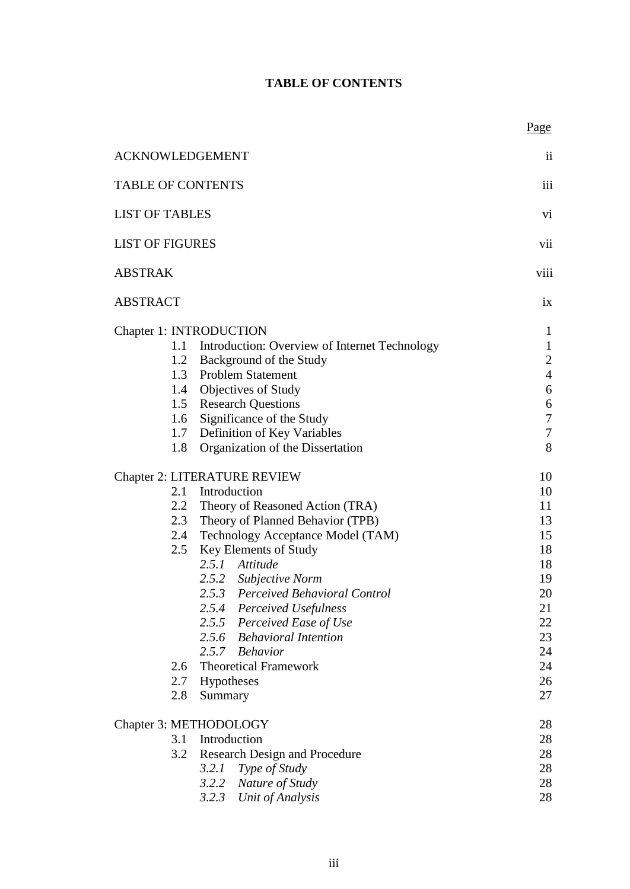# TABLE OF CONTENTS

| | Page |
|---|---|
| ACKNOWLEDGEMENT | ii |
| TABLE OF CONTENTS | iii |
| LIST OF TABLES | vi |
| LIST OF FIGURES | vii |
| ABSTRAK | viii |
| ABSTRACT | ix |
| Chapter 1: INTRODUCTION | 1 |
| 1.1 Introduction: Overview of Internet Technology | 1 |
| 1.2 Background of the Study | 2 |
| 1.3 Problem Statement | 4 |
| 1.4 Objectives of Study | 6 |
| 1.5 Research Questions | 6 |
| 1.6 Significance of the Study | 7 |
| 1.7 Definition of Key Variables | 7 |
| 1.8 Organization of the Dissertation | 8 |
| Chapter 2: LITERATURE REVIEW | 10 |
| 2.1 Introduction | 10 |
| 2.2 Theory of Reasoned Action (TRA) | 11 |
| 2.3 Theory of Planned Behavior (TPB) | 13 |
| 2.4 Technology Acceptance Model (TAM) | 15 |
| 2.5 Key Elements of Study | 18 |
| *2.5.1 Attitude* | 18 |
| *2.5.2 Subjective Norm* | 19 |
| *2.5.3 Perceived Behavioral Control* | 20 |
| *2.5.4 Perceived Usefulness* | 21 |
| *2.5.5 Perceived Ease of Use* | 22 |
| *2.5.6 Behavioral Intention* | 23 |
| *2.5.7 Behavior* | 24 |
| 2.6 Theoretical Framework | 24 |
| 2.7 Hypotheses | 26 |
| 2.8 Summary | 27 |
| Chapter 3: METHODOLOGY | 28 |
| 3.1 Introduction | 28 |
| 3.2 Research Design and Procedure | 28 |
| *3.2.1 Type of Study* | 28 |
| *3.2.2 Nature of Study* | 28 |
| *3.2.3 Unit of Analysis* | 28 |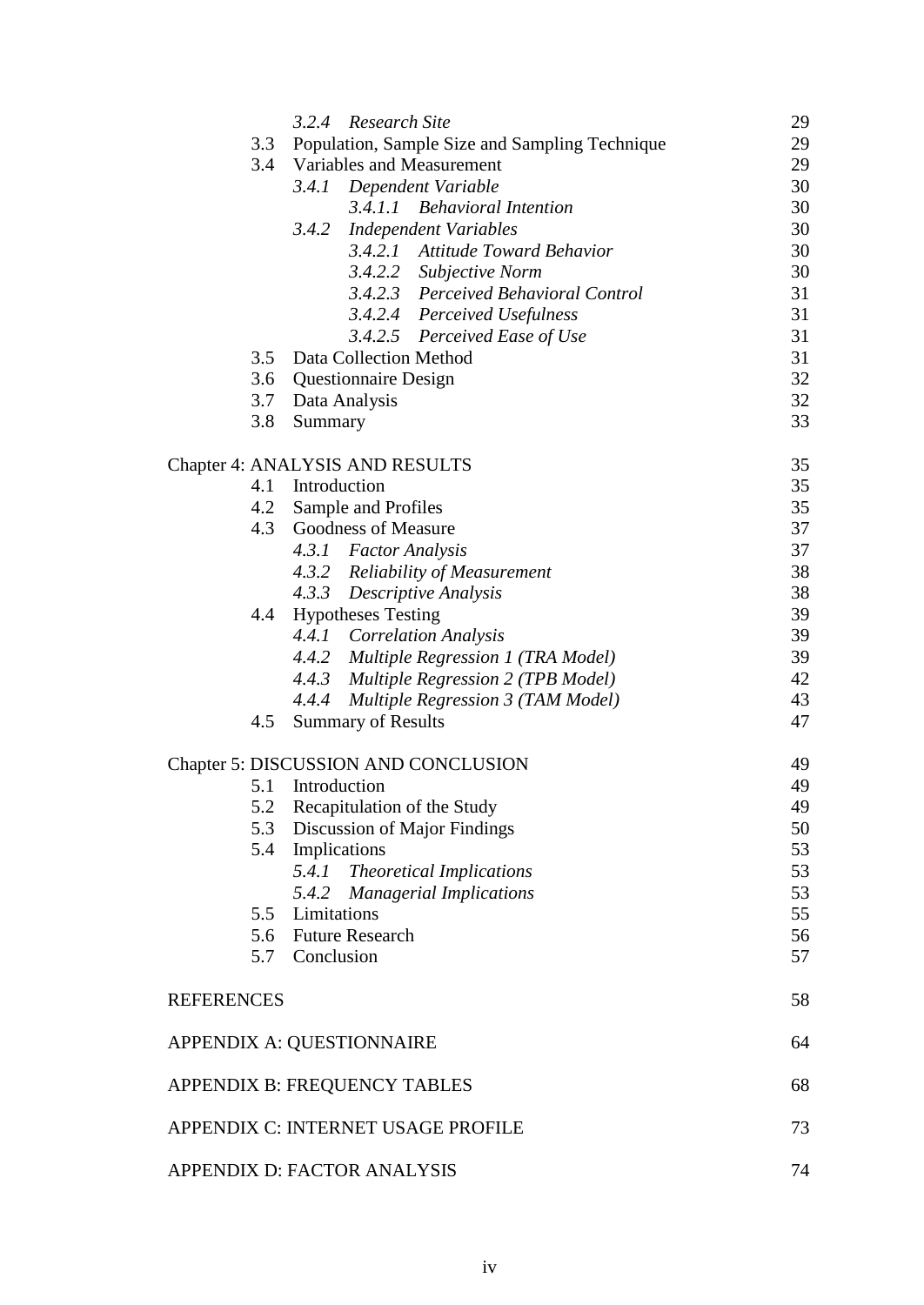| | |
|---|---|
| *3.2.4 Research Site* | 29 |
| 3.3 Population, Sample Size and Sampling Technique | 29 |
| 3.4 Variables and Measurement | 29 |
| *3.4.1 Dependent Variable* | 30 |
| *3.4.1.1 Behavioral Intention* | 30 |
| *3.4.2 Independent Variables* | 30 |
| *3.4.2.1 Attitude Toward Behavior* | 30 |
| *3.4.2.2 Subjective Norm* | 30 |
| *3.4.2.3 Perceived Behavioral Control* | 31 |
| *3.4.2.4 Perceived Usefulness* | 31 |
| *3.4.2.5 Perceived Ease of Use* | 31 |
| 3.5 Data Collection Method | 31 |
| 3.6 Questionnaire Design | 32 |
| 3.7 Data Analysis | 32 |
| 3.8 Summary | 33 |
| | |
| Chapter 4: ANALYSIS AND RESULTS | 35 |
| 4.1 Introduction | 35 |
| 4.2 Sample and Profiles | 35 |
| 4.3 Goodness of Measure | 37 |
| *4.3.1 Factor Analysis* | 37 |
| *4.3.2 Reliability of Measurement* | 38 |
| *4.3.3 Descriptive Analysis* | 38 |
| 4.4 Hypotheses Testing | 39 |
| *4.4.1 Correlation Analysis* | 39 |
| *4.4.2 Multiple Regression 1 (TRA Model)* | 39 |
| *4.4.3 Multiple Regression 2 (TPB Model)* | 42 |
| *4.4.4 Multiple Regression 3 (TAM Model)* | 43 |
| 4.5 Summary of Results | 47 |
| | |
| Chapter 5: DISCUSSION AND CONCLUSION | 49 |
| 5.1 Introduction | 49 |
| 5.2 Recapitulation of the Study | 49 |
| 5.3 Discussion of Major Findings | 50 |
| 5.4 Implications | 53 |
| *5.4.1 Theoretical Implications* | 53 |
| *5.4.2 Managerial Implications* | 53 |
| 5.5 Limitations | 55 |
| 5.6 Future Research | 56 |
| 5.7 Conclusion | 57 |
| | |
| REFERENCES | 58 |
| | |
| APPENDIX A: QUESTIONNAIRE | 64 |
| | |
| APPENDIX B: FREQUENCY TABLES | 68 |
| | |
| APPENDIX C: INTERNET USAGE PROFILE | 73 |
| | |
| APPENDIX D: FACTOR ANALYSIS | 74 |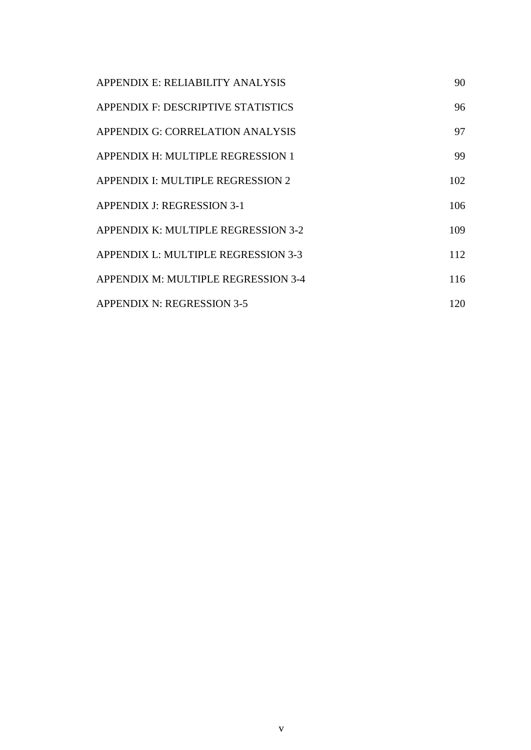| | |
|---|---|
| APPENDIX E: RELIABILITY ANALYSIS | 90 |
| APPENDIX F: DESCRIPTIVE STATISTICS | 96 |
| APPENDIX G: CORRELATION ANALYSIS | 97 |
| APPENDIX H: MULTIPLE REGRESSION 1 | 99 |
| APPENDIX I: MULTIPLE REGRESSION 2 | 102 |
| APPENDIX J: REGRESSION 3-1 | 106 |
| APPENDIX K: MULTIPLE REGRESSION 3-2 | 109 |
| APPENDIX L: MULTIPLE REGRESSION 3-3 | 112 |
| APPENDIX M: MULTIPLE REGRESSION 3-4 | 116 |
| APPENDIX N: REGRESSION 3-5 | 120 |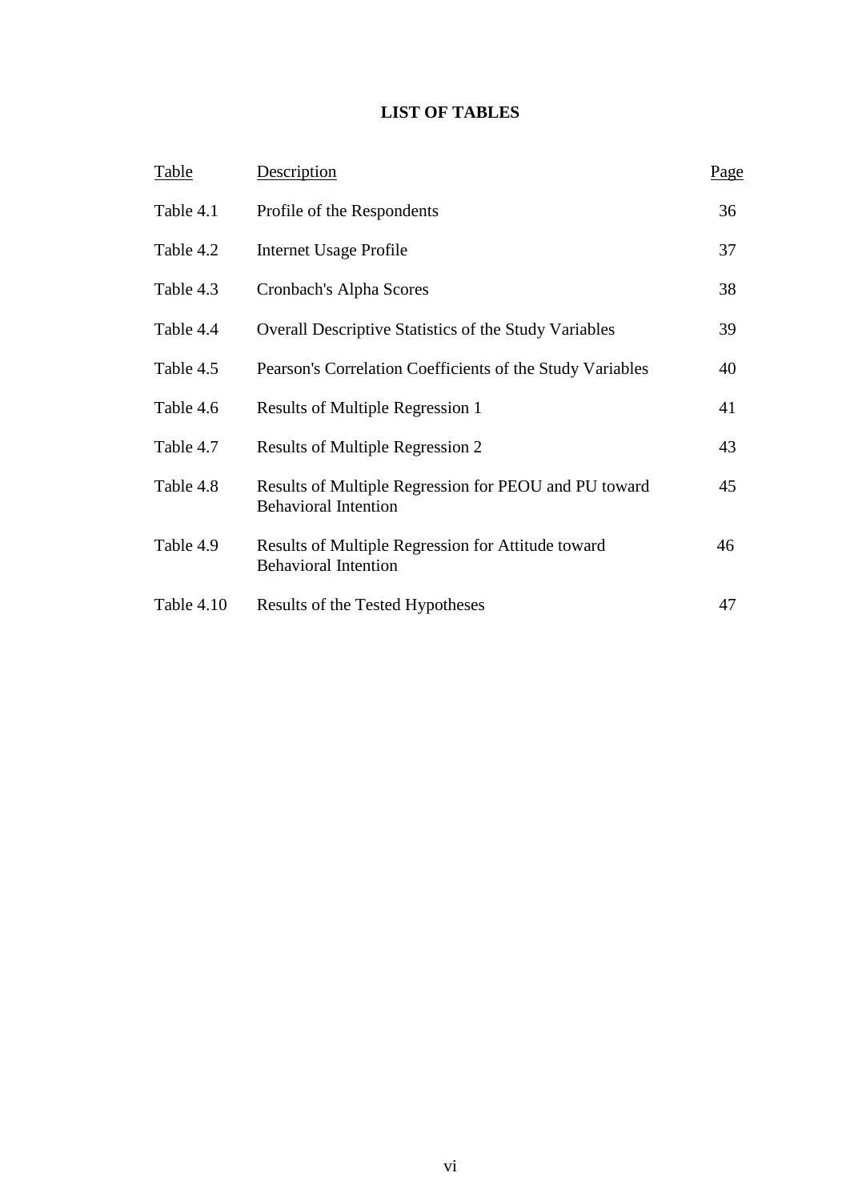# LIST OF TABLES

| Table | Description | Page |
| --- | --- | --- |
| Table 4.1 | Profile of the Respondents | 36 |
| Table 4.2 | Internet Usage Profile | 37 |
| Table 4.3 | Cronbach's Alpha Scores | 38 |
| Table 4.4 | Overall Descriptive Statistics of the Study Variables | 39 |
| Table 4.5 | Pearson's Correlation Coefficients of the Study Variables | 40 |
| Table 4.6 | Results of Multiple Regression 1 | 41 |
| Table 4.7 | Results of Multiple Regression 2 | 43 |
| Table 4.8 | Results of Multiple Regression for PEOU and PU toward Behavioral Intention | 45 |
| Table 4.9 | Results of Multiple Regression for Attitude toward Behavioral Intention | 46 |
| Table 4.10 | Results of the Tested Hypotheses | 47 |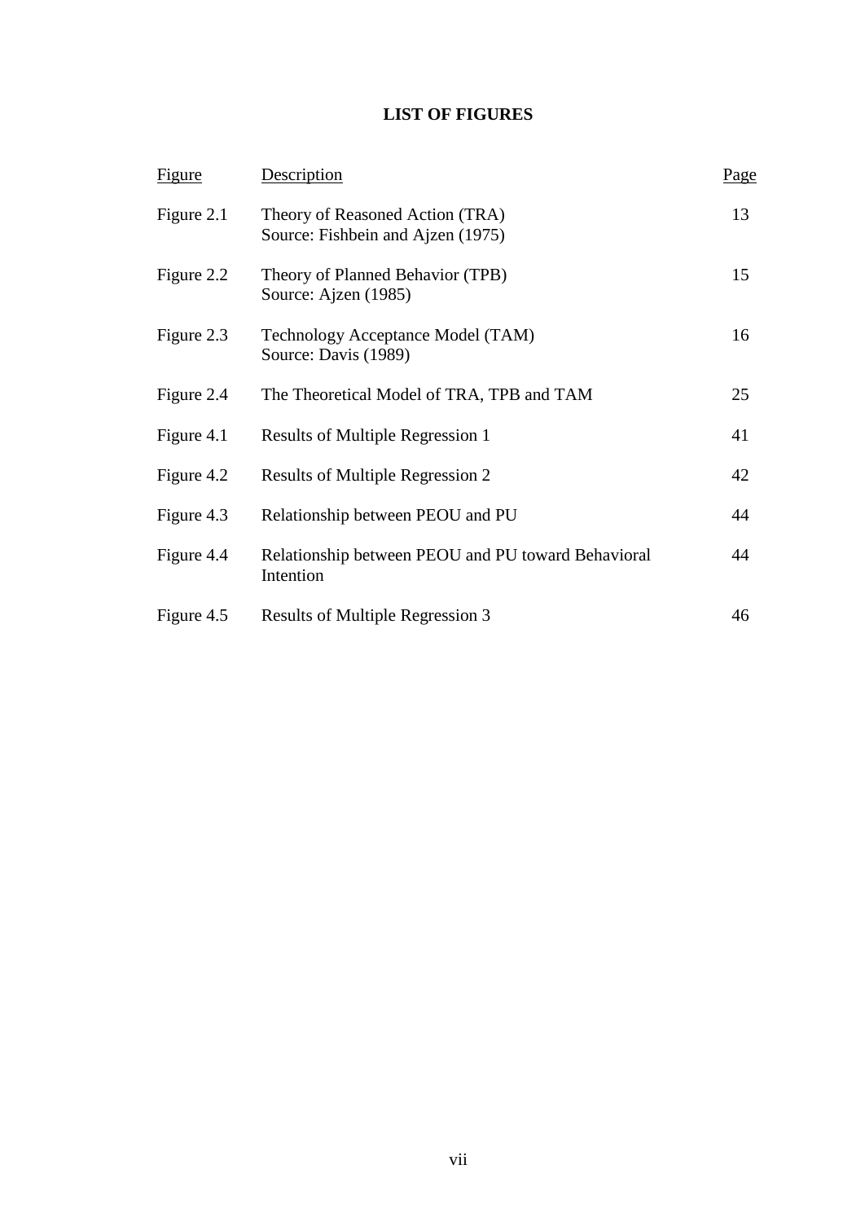# LIST OF FIGURES

| Figure | Description | Page |
|---|---|---|
| Figure 2.1 | Theory of Reasoned Action (TRA)<br>Source: Fishbein and Ajzen (1975) | 13 |
| Figure 2.2 | Theory of Planned Behavior (TPB)<br>Source: Ajzen (1985) | 15 |
| Figure 2.3 | Technology Acceptance Model (TAM)<br>Source: Davis (1989) | 16 |
| Figure 2.4 | The Theoretical Model of TRA, TPB and TAM | 25 |
| Figure 4.1 | Results of Multiple Regression 1 | 41 |
| Figure 4.2 | Results of Multiple Regression 2 | 42 |
| Figure 4.3 | Relationship between PEOU and PU | 44 |
| Figure 4.4 | Relationship between PEOU and PU toward Behavioral Intention | 44 |
| Figure 4.5 | Results of Multiple Regression 3 | 46 |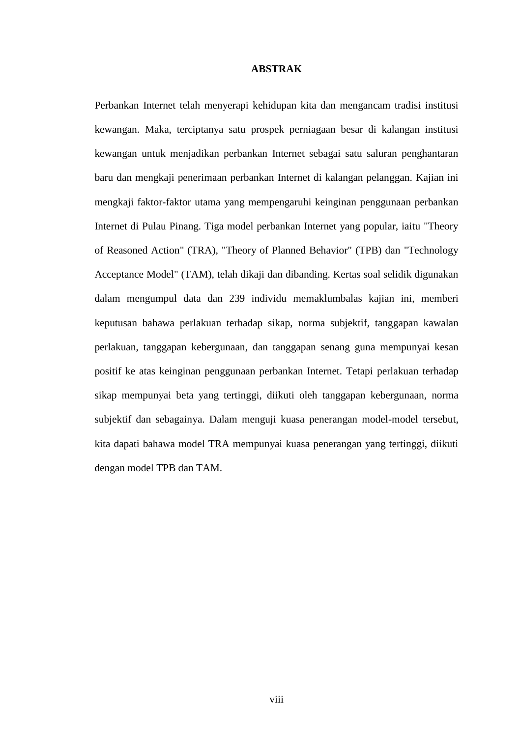# ABSTRAK

Perbankan Internet telah menyerapi kehidupan kita dan mengancam tradisi institusi kewangan. Maka, terciptanya satu prospek perniagaan besar di kalangan institusi kewangan untuk menjadikan perbankan Internet sebagai satu saluran penghantaran baru dan mengkaji penerimaan perbankan Internet di kalangan pelanggan. Kajian ini mengkaji faktor-faktor utama yang mempengaruhi keinginan penggunaan perbankan Internet di Pulau Pinang. Tiga model perbankan Internet yang popular, iaitu "Theory of Reasoned Action" (TRA), "Theory of Planned Behavior" (TPB) dan "Technology Acceptance Model" (TAM), telah dikaji dan dibanding. Kertas soal selidik digunakan dalam mengumpul data dan 239 individu memaklumbalas kajian ini, memberi keputusan bahawa perlakuan terhadap sikap, norma subjektif, tanggapan kawalan perlakuan, tanggapan kebergunaan, dan tanggapan senang guna mempunyai kesan positif ke atas keinginan penggunaan perbankan Internet. Tetapi perlakuan terhadap sikap mempunyai beta yang tertinggi, diikuti oleh tanggapan kebergunaan, norma subjektif dan sebagainya. Dalam menguji kuasa penerangan model-model tersebut, kita dapati bahawa model TRA mempunyai kuasa penerangan yang tertinggi, diikuti dengan model TPB dan TAM.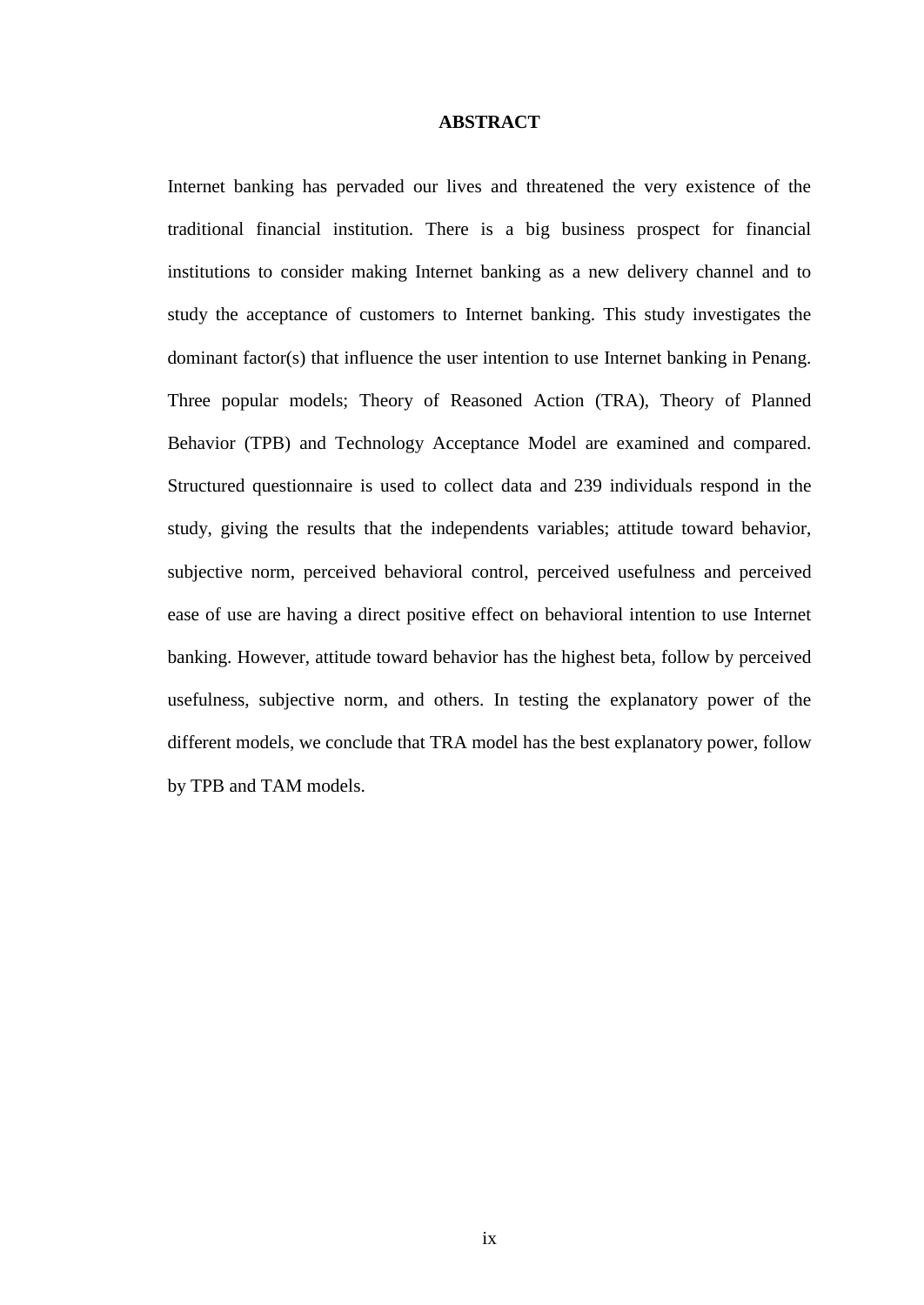# ABSTRACT

Internet banking has pervaded our lives and threatened the very existence of the traditional financial institution. There is a big business prospect for financial institutions to consider making Internet banking as a new delivery channel and to study the acceptance of customers to Internet banking. This study investigates the dominant factor(s) that influence the user intention to use Internet banking in Penang. Three popular models; Theory of Reasoned Action (TRA), Theory of Planned Behavior (TPB) and Technology Acceptance Model are examined and compared. Structured questionnaire is used to collect data and 239 individuals respond in the study, giving the results that the independents variables; attitude toward behavior, subjective norm, perceived behavioral control, perceived usefulness and perceived ease of use are having a direct positive effect on behavioral intention to use Internet banking. However, attitude toward behavior has the highest beta, follow by perceived usefulness, subjective norm, and others. In testing the explanatory power of the different models, we conclude that TRA model has the best explanatory power, follow by TPB and TAM models.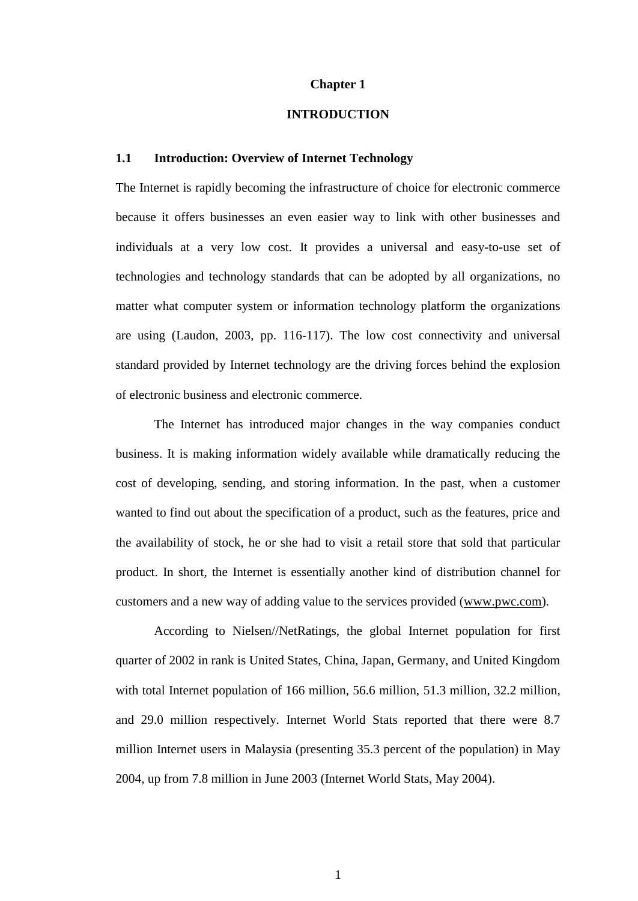# Chapter 1

# INTRODUCTION

## 1.1 Introduction: Overview of Internet Technology

The Internet is rapidly becoming the infrastructure of choice for electronic commerce because it offers businesses an even easier way to link with other businesses and individuals at a very low cost. It provides a universal and easy-to-use set of technologies and technology standards that can be adopted by all organizations, no matter what computer system or information technology platform the organizations are using (Laudon, 2003, pp. 116-117). The low cost connectivity and universal standard provided by Internet technology are the driving forces behind the explosion of electronic business and electronic commerce.

The Internet has introduced major changes in the way companies conduct business. It is making information widely available while dramatically reducing the cost of developing, sending, and storing information. In the past, when a customer wanted to find out about the specification of a product, such as the features, price and the availability of stock, he or she had to visit a retail store that sold that particular product. In short, the Internet is essentially another kind of distribution channel for customers and a new way of adding value to the services provided (www.pwc.com).

According to Nielsen//NetRatings, the global Internet population for first quarter of 2002 in rank is United States, China, Japan, Germany, and United Kingdom with total Internet population of 166 million, 56.6 million, 51.3 million, 32.2 million, and 29.0 million respectively. Internet World Stats reported that there were 8.7 million Internet users in Malaysia (presenting 35.3 percent of the population) in May 2004, up from 7.8 million in June 2003 (Internet World Stats, May 2004).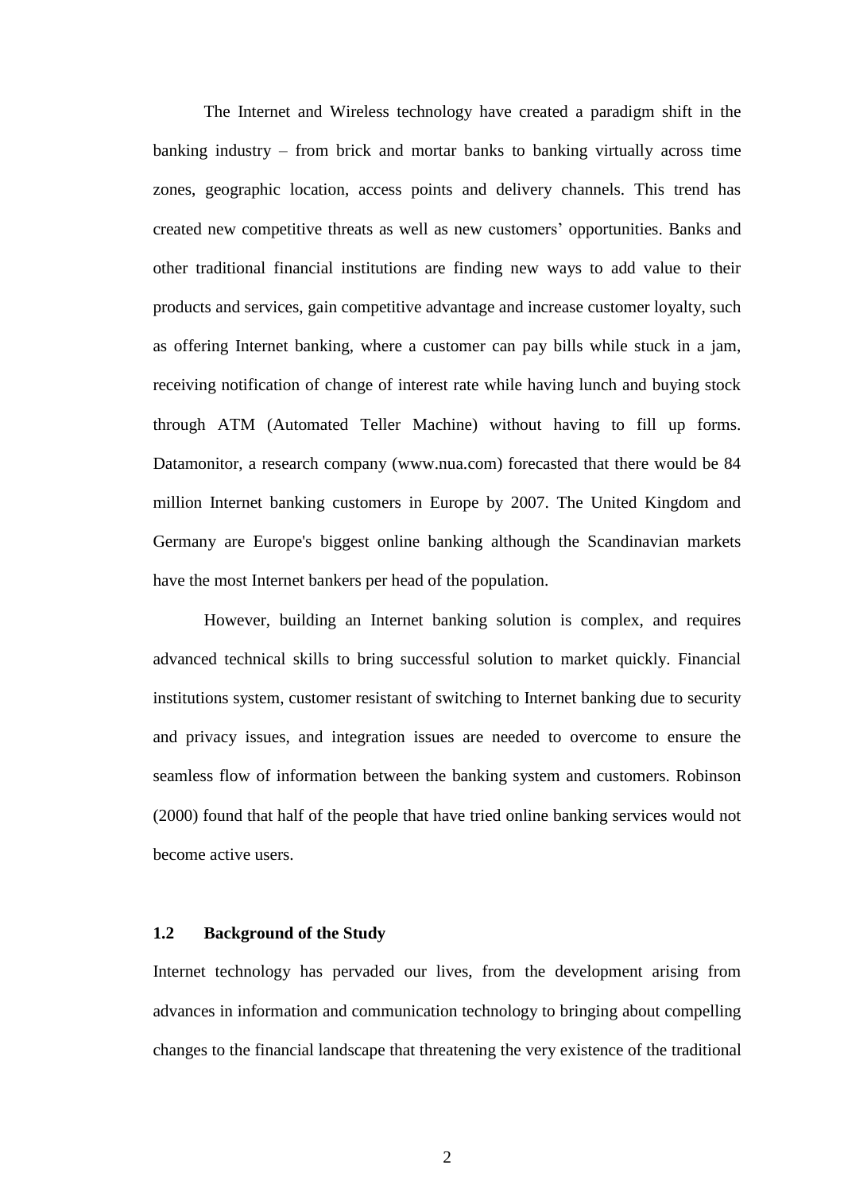The Internet and Wireless technology have created a paradigm shift in the banking industry – from brick and mortar banks to banking virtually across time zones, geographic location, access points and delivery channels. This trend has created new competitive threats as well as new customers' opportunities. Banks and other traditional financial institutions are finding new ways to add value to their products and services, gain competitive advantage and increase customer loyalty, such as offering Internet banking, where a customer can pay bills while stuck in a jam, receiving notification of change of interest rate while having lunch and buying stock through ATM (Automated Teller Machine) without having to fill up forms. Datamonitor, a research company (www.nua.com) forecasted that there would be 84 million Internet banking customers in Europe by 2007. The United Kingdom and Germany are Europe's biggest online banking although the Scandinavian markets have the most Internet bankers per head of the population.

However, building an Internet banking solution is complex, and requires advanced technical skills to bring successful solution to market quickly. Financial institutions system, customer resistant of switching to Internet banking due to security and privacy issues, and integration issues are needed to overcome to ensure the seamless flow of information between the banking system and customers. Robinson (2000) found that half of the people that have tried online banking services would not become active users.

### 1.2 Background of the Study

Internet technology has pervaded our lives, from the development arising from advances in information and communication technology to bringing about compelling changes to the financial landscape that threatening the very existence of the traditional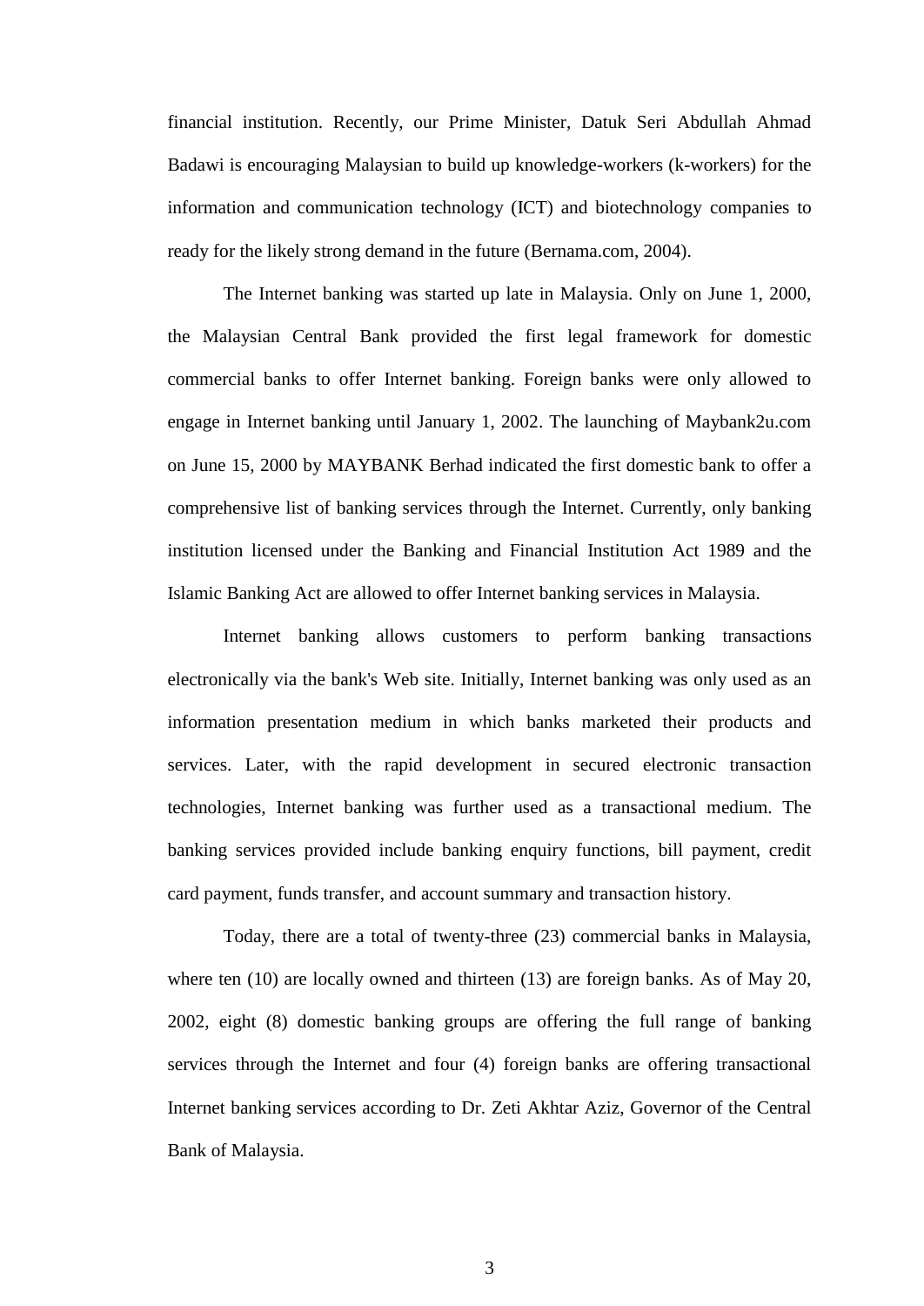financial institution. Recently, our Prime Minister, Datuk Seri Abdullah Ahmad Badawi is encouraging Malaysian to build up knowledge-workers (k-workers) for the information and communication technology (ICT) and biotechnology companies to ready for the likely strong demand in the future (Bernama.com, 2004).

The Internet banking was started up late in Malaysia. Only on June 1, 2000, the Malaysian Central Bank provided the first legal framework for domestic commercial banks to offer Internet banking. Foreign banks were only allowed to engage in Internet banking until January 1, 2002. The launching of Maybank2u.com on June 15, 2000 by MAYBANK Berhad indicated the first domestic bank to offer a comprehensive list of banking services through the Internet. Currently, only banking institution licensed under the Banking and Financial Institution Act 1989 and the Islamic Banking Act are allowed to offer Internet banking services in Malaysia.

Internet banking allows customers to perform banking transactions electronically via the bank's Web site. Initially, Internet banking was only used as an information presentation medium in which banks marketed their products and services. Later, with the rapid development in secured electronic transaction technologies, Internet banking was further used as a transactional medium. The banking services provided include banking enquiry functions, bill payment, credit card payment, funds transfer, and account summary and transaction history.

Today, there are a total of twenty-three (23) commercial banks in Malaysia, where ten (10) are locally owned and thirteen (13) are foreign banks. As of May 20, 2002, eight (8) domestic banking groups are offering the full range of banking services through the Internet and four (4) foreign banks are offering transactional Internet banking services according to Dr. Zeti Akhtar Aziz, Governor of the Central Bank of Malaysia.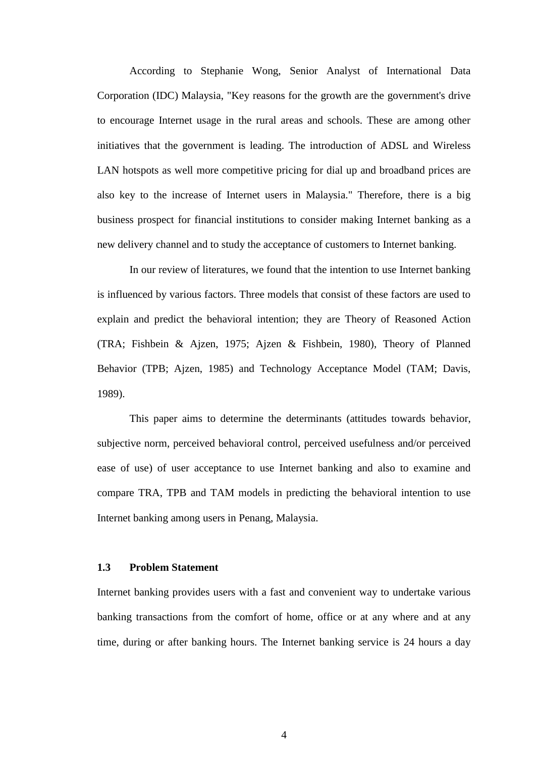According to Stephanie Wong, Senior Analyst of International Data Corporation (IDC) Malaysia, "Key reasons for the growth are the government's drive to encourage Internet usage in the rural areas and schools. These are among other initiatives that the government is leading. The introduction of ADSL and Wireless LAN hotspots as well more competitive pricing for dial up and broadband prices are also key to the increase of Internet users in Malaysia." Therefore, there is a big business prospect for financial institutions to consider making Internet banking as a new delivery channel and to study the acceptance of customers to Internet banking.

In our review of literatures, we found that the intention to use Internet banking is influenced by various factors. Three models that consist of these factors are used to explain and predict the behavioral intention; they are Theory of Reasoned Action (TRA; Fishbein & Ajzen, 1975; Ajzen & Fishbein, 1980), Theory of Planned Behavior (TPB; Ajzen, 1985) and Technology Acceptance Model (TAM; Davis, 1989).

This paper aims to determine the determinants (attitudes towards behavior, subjective norm, perceived behavioral control, perceived usefulness and/or perceived ease of use) of user acceptance to use Internet banking and also to examine and compare TRA, TPB and TAM models in predicting the behavioral intention to use Internet banking among users in Penang, Malaysia.

### 1.3 Problem Statement

Internet banking provides users with a fast and convenient way to undertake various banking transactions from the comfort of home, office or at any where and at any time, during or after banking hours. The Internet banking service is 24 hours a day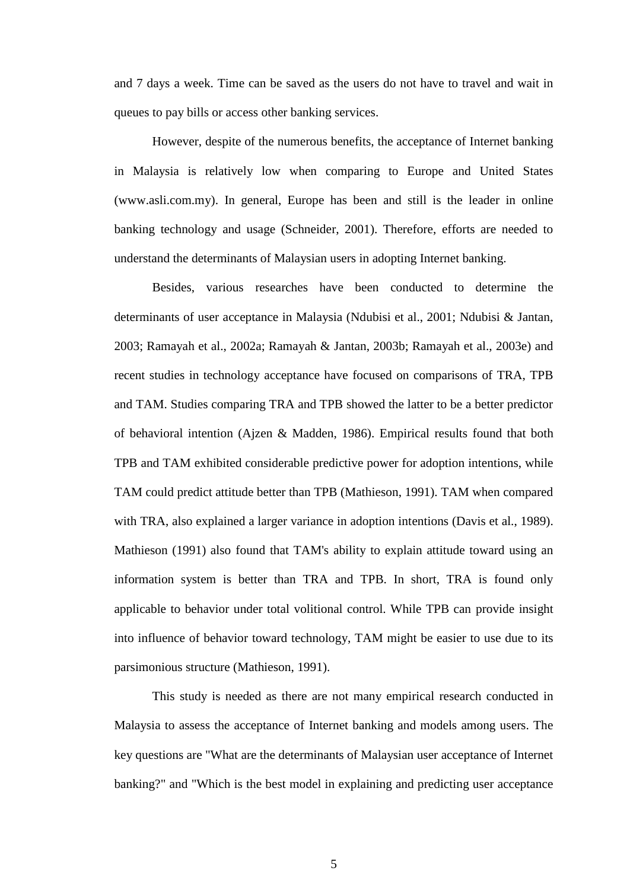and 7 days a week. Time can be saved as the users do not have to travel and wait in queues to pay bills or access other banking services.

However, despite of the numerous benefits, the acceptance of Internet banking in Malaysia is relatively low when comparing to Europe and United States (www.asli.com.my). In general, Europe has been and still is the leader in online banking technology and usage (Schneider, 2001). Therefore, efforts are needed to understand the determinants of Malaysian users in adopting Internet banking.

Besides, various researches have been conducted to determine the determinants of user acceptance in Malaysia (Ndubisi et al., 2001; Ndubisi & Jantan, 2003; Ramayah et al., 2002a; Ramayah & Jantan, 2003b; Ramayah et al., 2003e) and recent studies in technology acceptance have focused on comparisons of TRA, TPB and TAM. Studies comparing TRA and TPB showed the latter to be a better predictor of behavioral intention (Ajzen & Madden, 1986). Empirical results found that both TPB and TAM exhibited considerable predictive power for adoption intentions, while TAM could predict attitude better than TPB (Mathieson, 1991). TAM when compared with TRA, also explained a larger variance in adoption intentions (Davis et al., 1989). Mathieson (1991) also found that TAM's ability to explain attitude toward using an information system is better than TRA and TPB. In short, TRA is found only applicable to behavior under total volitional control. While TPB can provide insight into influence of behavior toward technology, TAM might be easier to use due to its parsimonious structure (Mathieson, 1991).

This study is needed as there are not many empirical research conducted in Malaysia to assess the acceptance of Internet banking and models among users. The key questions are "What are the determinants of Malaysian user acceptance of Internet banking?" and "Which is the best model in explaining and predicting user acceptance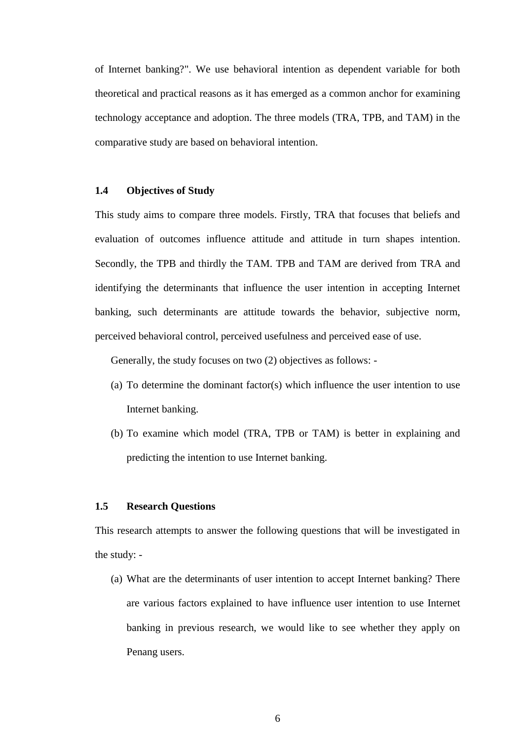of Internet banking?". We use behavioral intention as dependent variable for both theoretical and practical reasons as it has emerged as a common anchor for examining technology acceptance and adoption. The three models (TRA, TPB, and TAM) in the comparative study are based on behavioral intention.

### 1.4 Objectives of Study

This study aims to compare three models. Firstly, TRA that focuses that beliefs and evaluation of outcomes influence attitude and attitude in turn shapes intention. Secondly, the TPB and thirdly the TAM. TPB and TAM are derived from TRA and identifying the determinants that influence the user intention in accepting Internet banking, such determinants are attitude towards the behavior, subjective norm, perceived behavioral control, perceived usefulness and perceived ease of use.

Generally, the study focuses on two (2) objectives as follows: -

(a) To determine the dominant factor(s) which influence the user intention to use Internet banking.

(b) To examine which model (TRA, TPB or TAM) is better in explaining and predicting the intention to use Internet banking.

### 1.5 Research Questions

This research attempts to answer the following questions that will be investigated in the study: -

(a) What are the determinants of user intention to accept Internet banking? There are various factors explained to have influence user intention to use Internet banking in previous research, we would like to see whether they apply on Penang users.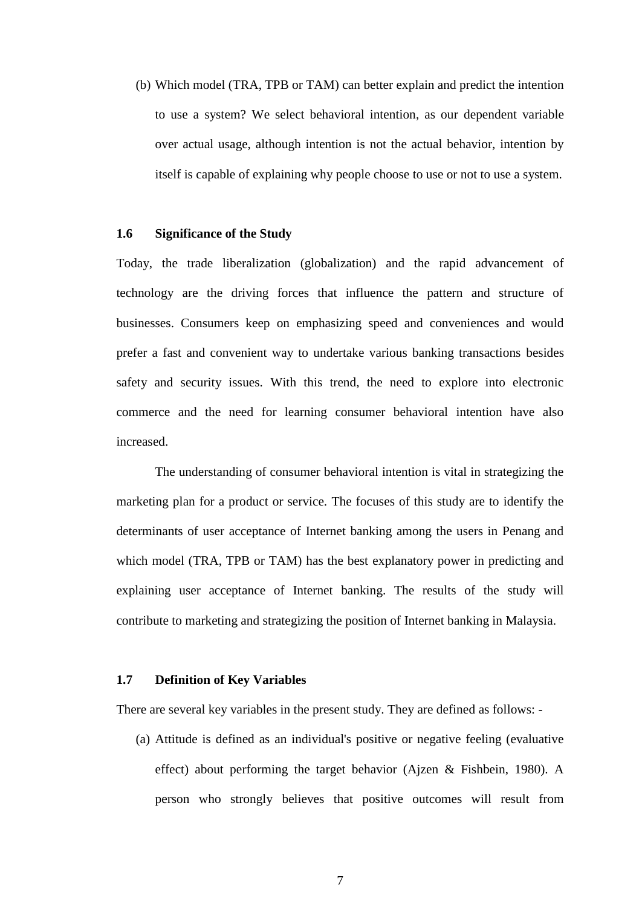(b) Which model (TRA, TPB or TAM) can better explain and predict the intention to use a system? We select behavioral intention, as our dependent variable over actual usage, although intention is not the actual behavior, intention by itself is capable of explaining why people choose to use or not to use a system.

### 1.6 Significance of the Study

Today, the trade liberalization (globalization) and the rapid advancement of technology are the driving forces that influence the pattern and structure of businesses. Consumers keep on emphasizing speed and conveniences and would prefer a fast and convenient way to undertake various banking transactions besides safety and security issues. With this trend, the need to explore into electronic commerce and the need for learning consumer behavioral intention have also increased.

The understanding of consumer behavioral intention is vital in strategizing the marketing plan for a product or service. The focuses of this study are to identify the determinants of user acceptance of Internet banking among the users in Penang and which model (TRA, TPB or TAM) has the best explanatory power in predicting and explaining user acceptance of Internet banking. The results of the study will contribute to marketing and strategizing the position of Internet banking in Malaysia.

### 1.7 Definition of Key Variables

There are several key variables in the present study. They are defined as follows: -

(a) Attitude is defined as an individual's positive or negative feeling (evaluative effect) about performing the target behavior (Ajzen & Fishbein, 1980). A person who strongly believes that positive outcomes will result from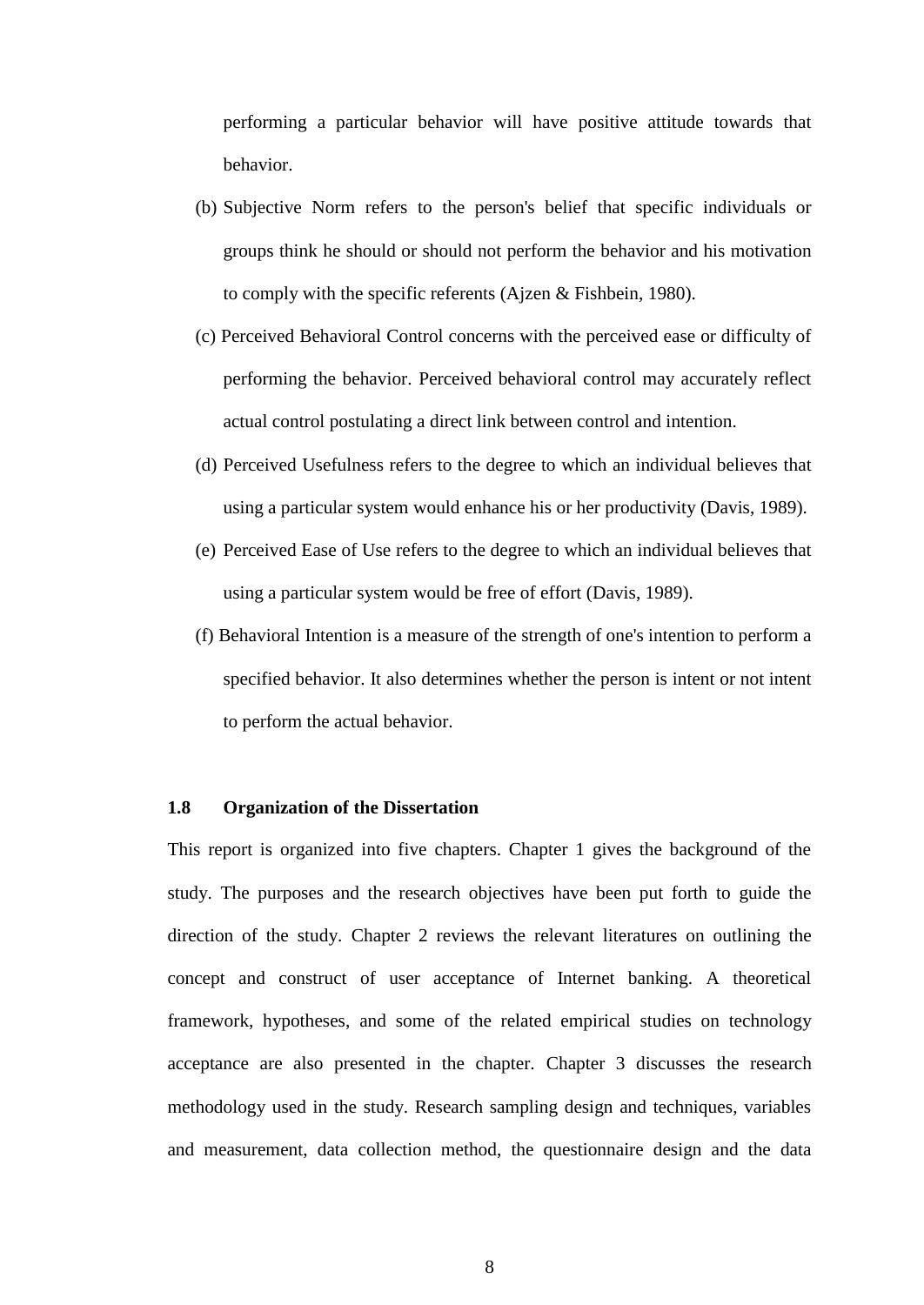performing a particular behavior will have positive attitude towards that behavior.

(b) Subjective Norm refers to the person's belief that specific individuals or groups think he should or should not perform the behavior and his motivation to comply with the specific referents (Ajzen & Fishbein, 1980).

(c) Perceived Behavioral Control concerns with the perceived ease or difficulty of performing the behavior. Perceived behavioral control may accurately reflect actual control postulating a direct link between control and intention.

(d) Perceived Usefulness refers to the degree to which an individual believes that using a particular system would enhance his or her productivity (Davis, 1989).

(e) Perceived Ease of Use refers to the degree to which an individual believes that using a particular system would be free of effort (Davis, 1989).

(f) Behavioral Intention is a measure of the strength of one's intention to perform a specified behavior. It also determines whether the person is intent or not intent to perform the actual behavior.

### 1.8 Organization of the Dissertation

This report is organized into five chapters. Chapter 1 gives the background of the study. The purposes and the research objectives have been put forth to guide the direction of the study. Chapter 2 reviews the relevant literatures on outlining the concept and construct of user acceptance of Internet banking. A theoretical framework, hypotheses, and some of the related empirical studies on technology acceptance are also presented in the chapter. Chapter 3 discusses the research methodology used in the study. Research sampling design and techniques, variables and measurement, data collection method, the questionnaire design and the data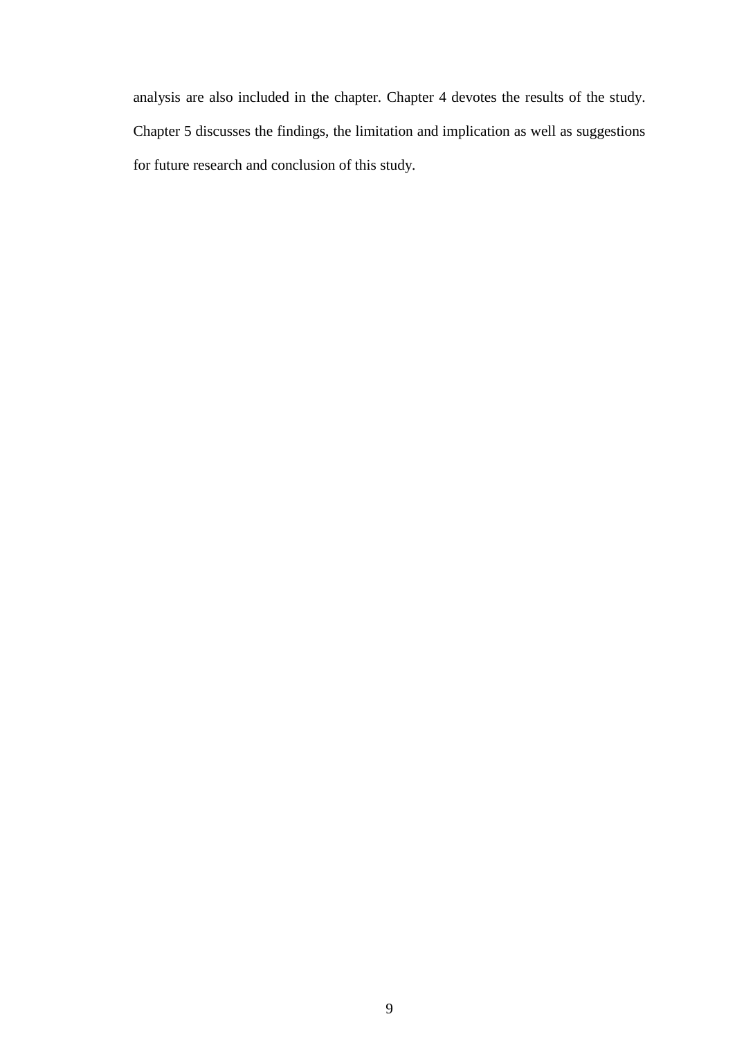analysis are also included in the chapter. Chapter 4 devotes the results of the study. Chapter 5 discusses the findings, the limitation and implication as well as suggestions for future research and conclusion of this study.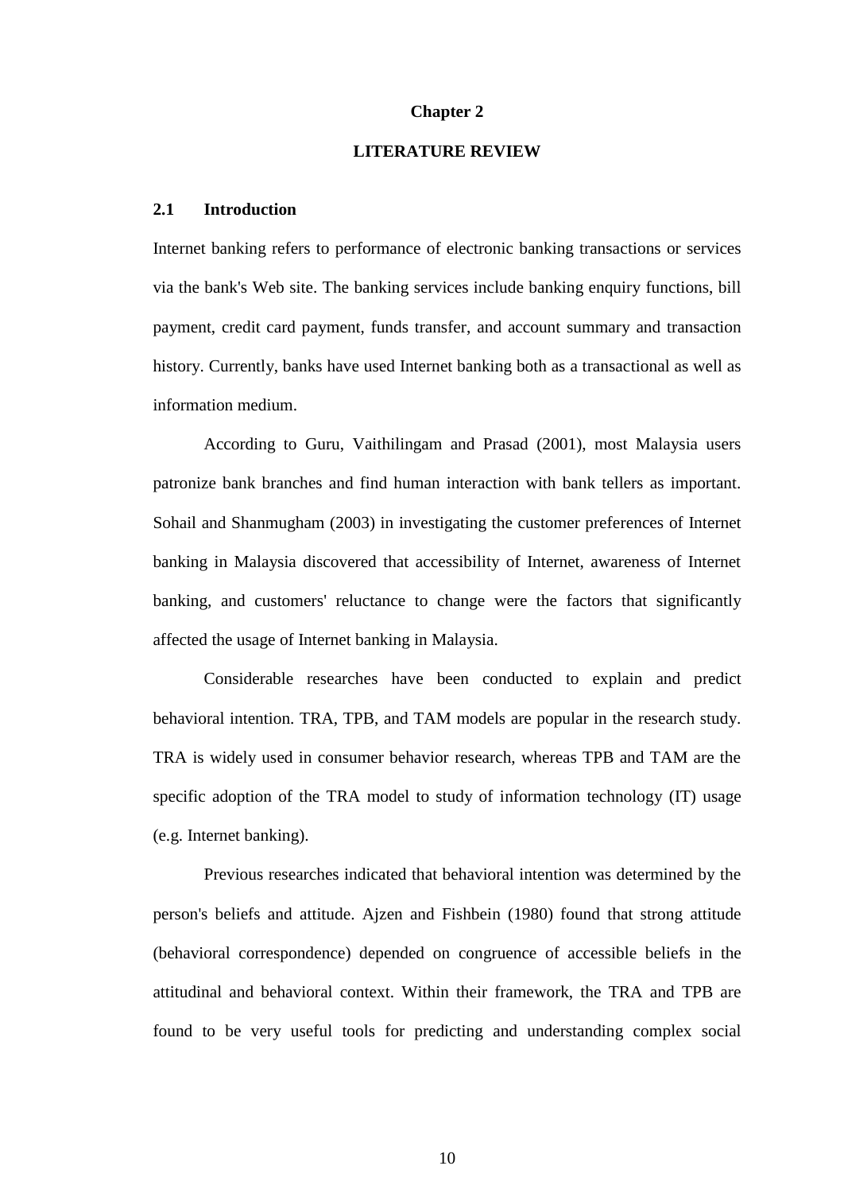# Chapter 2

# LITERATURE REVIEW

## 2.1 Introduction

Internet banking refers to performance of electronic banking transactions or services via the bank's Web site. The banking services include banking enquiry functions, bill payment, credit card payment, funds transfer, and account summary and transaction history. Currently, banks have used Internet banking both as a transactional as well as information medium.

According to Guru, Vaithilingam and Prasad (2001), most Malaysia users patronize bank branches and find human interaction with bank tellers as important. Sohail and Shanmugham (2003) in investigating the customer preferences of Internet banking in Malaysia discovered that accessibility of Internet, awareness of Internet banking, and customers' reluctance to change were the factors that significantly affected the usage of Internet banking in Malaysia.

Considerable researches have been conducted to explain and predict behavioral intention. TRA, TPB, and TAM models are popular in the research study. TRA is widely used in consumer behavior research, whereas TPB and TAM are the specific adoption of the TRA model to study of information technology (IT) usage (e.g. Internet banking).

Previous researches indicated that behavioral intention was determined by the person's beliefs and attitude. Ajzen and Fishbein (1980) found that strong attitude (behavioral correspondence) depended on congruence of accessible beliefs in the attitudinal and behavioral context. Within their framework, the TRA and TPB are found to be very useful tools for predicting and understanding complex social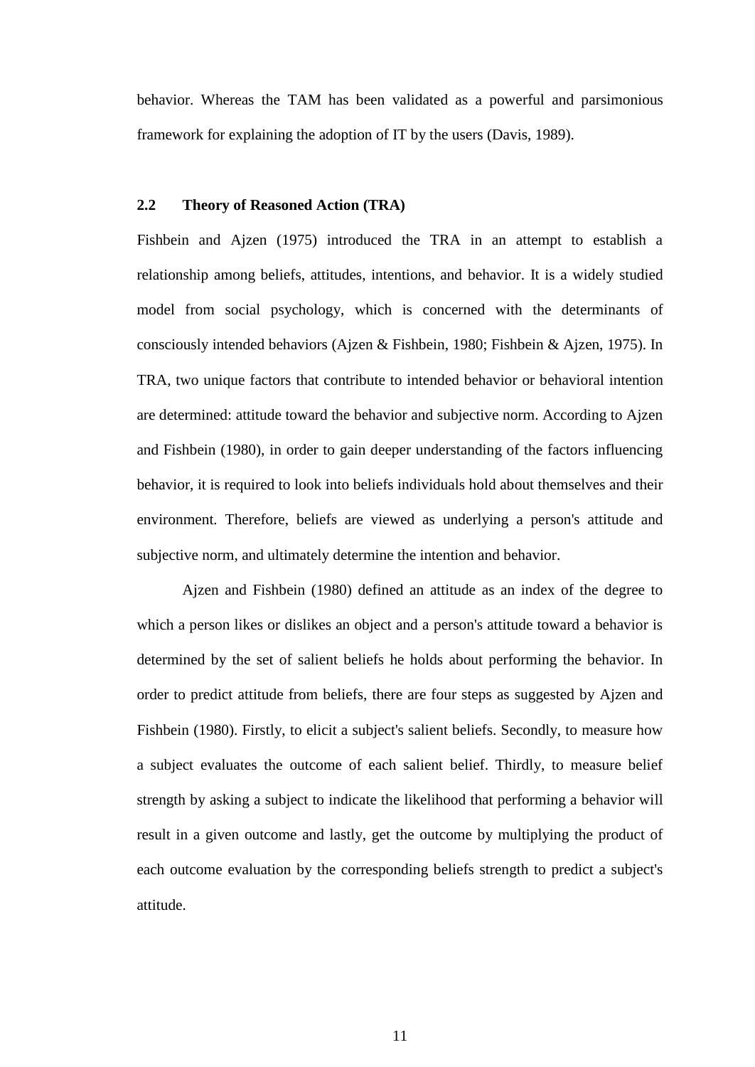behavior. Whereas the TAM has been validated as a powerful and parsimonious framework for explaining the adoption of IT by the users (Davis, 1989).

## 2.2 Theory of Reasoned Action (TRA)

Fishbein and Ajzen (1975) introduced the TRA in an attempt to establish a relationship among beliefs, attitudes, intentions, and behavior. It is a widely studied model from social psychology, which is concerned with the determinants of consciously intended behaviors (Ajzen & Fishbein, 1980; Fishbein & Ajzen, 1975). In TRA, two unique factors that contribute to intended behavior or behavioral intention are determined: attitude toward the behavior and subjective norm. According to Ajzen and Fishbein (1980), in order to gain deeper understanding of the factors influencing behavior, it is required to look into beliefs individuals hold about themselves and their environment. Therefore, beliefs are viewed as underlying a person's attitude and subjective norm, and ultimately determine the intention and behavior.

Ajzen and Fishbein (1980) defined an attitude as an index of the degree to which a person likes or dislikes an object and a person's attitude toward a behavior is determined by the set of salient beliefs he holds about performing the behavior. In order to predict attitude from beliefs, there are four steps as suggested by Ajzen and Fishbein (1980). Firstly, to elicit a subject's salient beliefs. Secondly, to measure how a subject evaluates the outcome of each salient belief. Thirdly, to measure belief strength by asking a subject to indicate the likelihood that performing a behavior will result in a given outcome and lastly, get the outcome by multiplying the product of each outcome evaluation by the corresponding beliefs strength to predict a subject's attitude.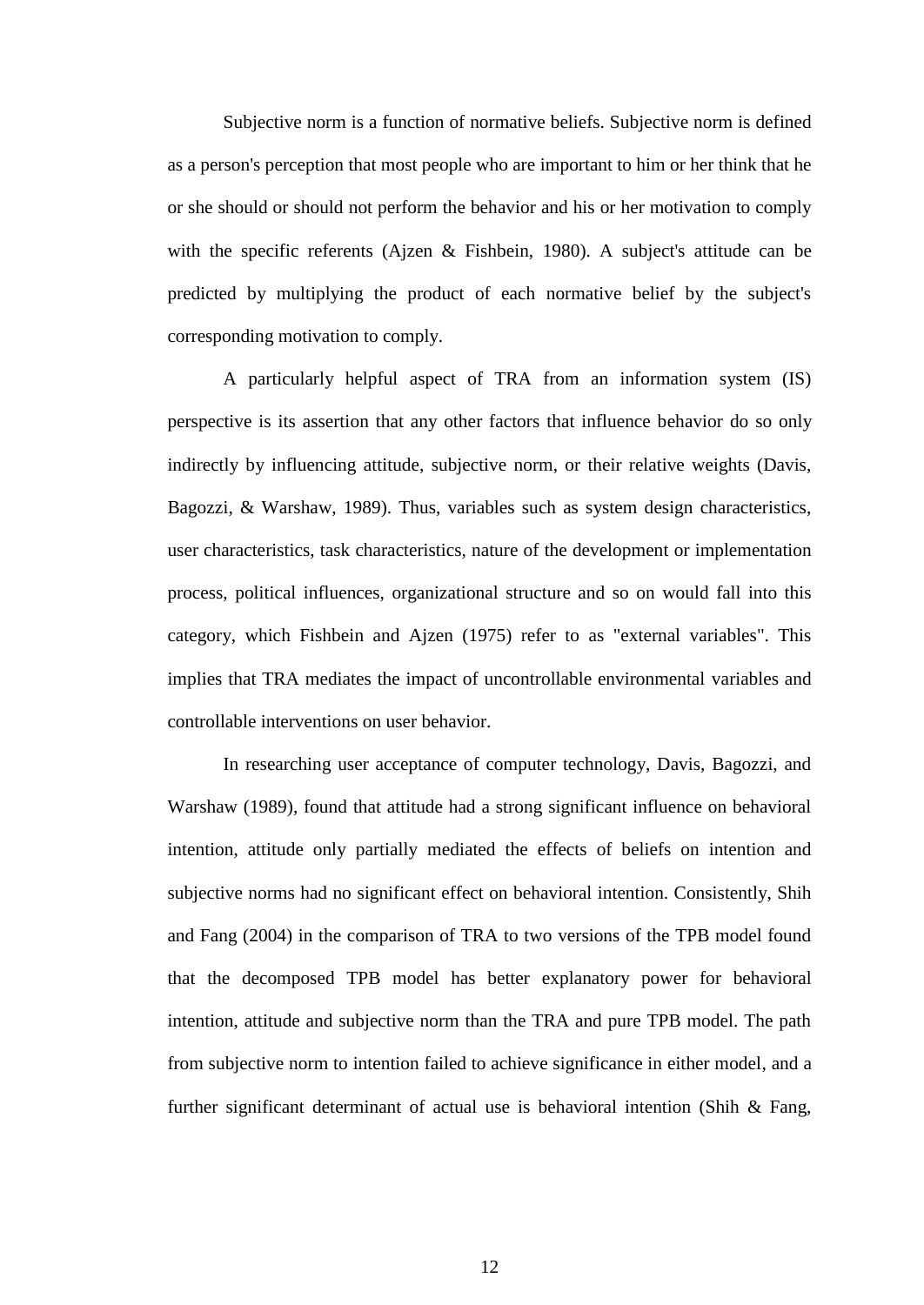Subjective norm is a function of normative beliefs. Subjective norm is defined as a person's perception that most people who are important to him or her think that he or she should or should not perform the behavior and his or her motivation to comply with the specific referents (Ajzen & Fishbein, 1980). A subject's attitude can be predicted by multiplying the product of each normative belief by the subject's corresponding motivation to comply.

A particularly helpful aspect of TRA from an information system (IS) perspective is its assertion that any other factors that influence behavior do so only indirectly by influencing attitude, subjective norm, or their relative weights (Davis, Bagozzi, & Warshaw, 1989). Thus, variables such as system design characteristics, user characteristics, task characteristics, nature of the development or implementation process, political influences, organizational structure and so on would fall into this category, which Fishbein and Ajzen (1975) refer to as "external variables". This implies that TRA mediates the impact of uncontrollable environmental variables and controllable interventions on user behavior.

In researching user acceptance of computer technology, Davis, Bagozzi, and Warshaw (1989), found that attitude had a strong significant influence on behavioral intention, attitude only partially mediated the effects of beliefs on intention and subjective norms had no significant effect on behavioral intention. Consistently, Shih and Fang (2004) in the comparison of TRA to two versions of the TPB model found that the decomposed TPB model has better explanatory power for behavioral intention, attitude and subjective norm than the TRA and pure TPB model. The path from subjective norm to intention failed to achieve significance in either model, and a further significant determinant of actual use is behavioral intention (Shih & Fang,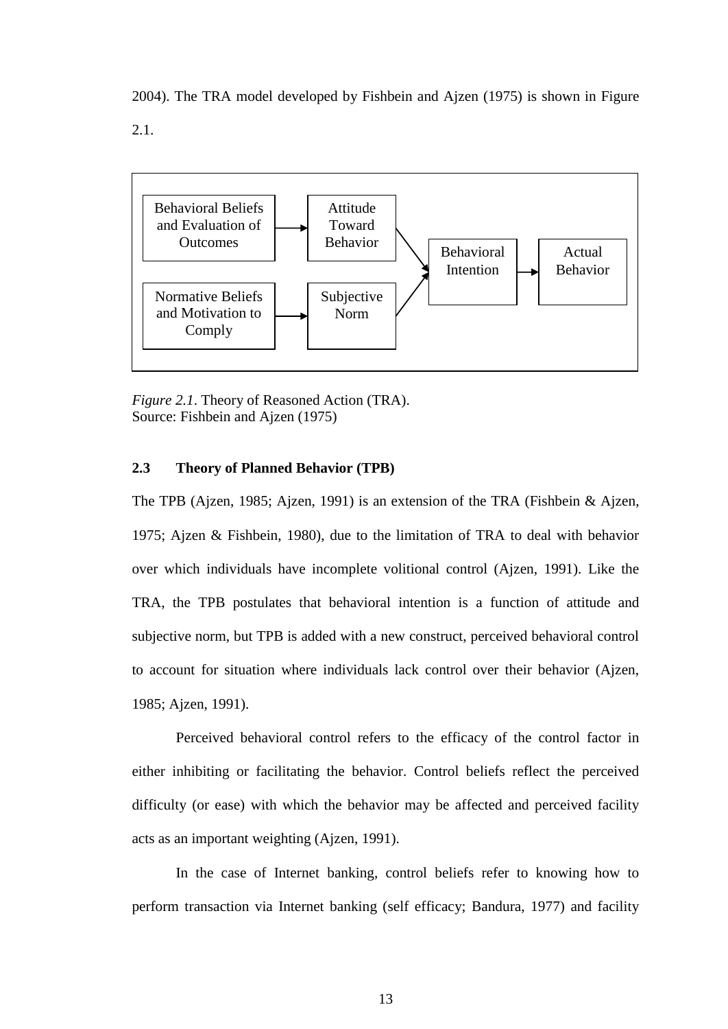2004). The TRA model developed by Fishbein and Ajzen (1975) is shown in Figure 2.1.

Behavioral Beliefs and Evaluation of Outcomes → Attitude Toward Behavior → Behavioral Intention → Actual Behavior

Normative Beliefs and Motivation to Comply → Subjective Norm → Behavioral Intention

*Figure 2.1*. Theory of Reasoned Action (TRA).
Source: Fishbein and Ajzen (1975)

### 2.3 Theory of Planned Behavior (TPB)

The TPB (Ajzen, 1985; Ajzen, 1991) is an extension of the TRA (Fishbein & Ajzen, 1975; Ajzen & Fishbein, 1980), due to the limitation of TRA to deal with behavior over which individuals have incomplete volitional control (Ajzen, 1991). Like the TRA, the TPB postulates that behavioral intention is a function of attitude and subjective norm, but TPB is added with a new construct, perceived behavioral control to account for situation where individuals lack control over their behavior (Ajzen, 1985; Ajzen, 1991).

Perceived behavioral control refers to the efficacy of the control factor in either inhibiting or facilitating the behavior. Control beliefs reflect the perceived difficulty (or ease) with which the behavior may be affected and perceived facility acts as an important weighting (Ajzen, 1991).

In the case of Internet banking, control beliefs refer to knowing how to perform transaction via Internet banking (self efficacy; Bandura, 1977) and facility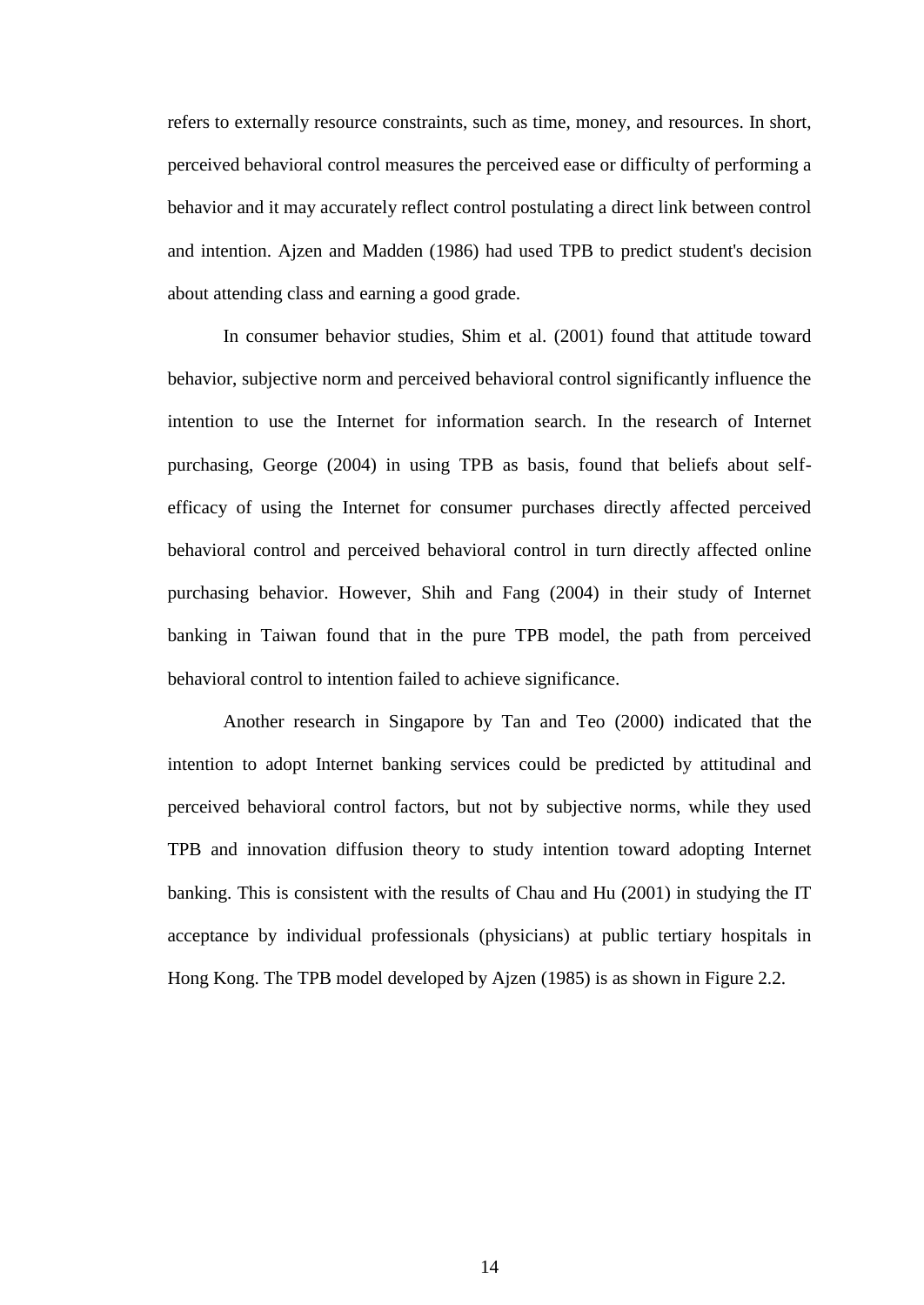refers to externally resource constraints, such as time, money, and resources. In short, perceived behavioral control measures the perceived ease or difficulty of performing a behavior and it may accurately reflect control postulating a direct link between control and intention. Ajzen and Madden (1986) had used TPB to predict student's decision about attending class and earning a good grade.

In consumer behavior studies, Shim et al. (2001) found that attitude toward behavior, subjective norm and perceived behavioral control significantly influence the intention to use the Internet for information search. In the research of Internet purchasing, George (2004) in using TPB as basis, found that beliefs about self-efficacy of using the Internet for consumer purchases directly affected perceived behavioral control and perceived behavioral control in turn directly affected online purchasing behavior. However, Shih and Fang (2004) in their study of Internet banking in Taiwan found that in the pure TPB model, the path from perceived behavioral control to intention failed to achieve significance.

Another research in Singapore by Tan and Teo (2000) indicated that the intention to adopt Internet banking services could be predicted by attitudinal and perceived behavioral control factors, but not by subjective norms, while they used TPB and innovation diffusion theory to study intention toward adopting Internet banking. This is consistent with the results of Chau and Hu (2001) in studying the IT acceptance by individual professionals (physicians) at public tertiary hospitals in Hong Kong. The TPB model developed by Ajzen (1985) is as shown in Figure 2.2.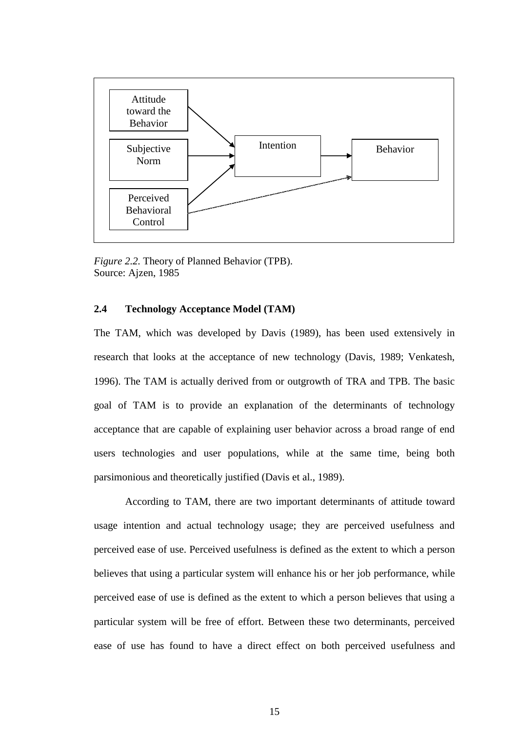*Figure 2.2.* Theory of Planned Behavior (TPB).
Source: Ajzen, 1985

### 2.4 Technology Acceptance Model (TAM)

The TAM, which was developed by Davis (1989), has been used extensively in research that looks at the acceptance of new technology (Davis, 1989; Venkatesh, 1996). The TAM is actually derived from or outgrowth of TRA and TPB. The basic goal of TAM is to provide an explanation of the determinants of technology acceptance that are capable of explaining user behavior across a broad range of end users technologies and user populations, while at the same time, being both parsimonious and theoretically justified (Davis et al., 1989).

According to TAM, there are two important determinants of attitude toward usage intention and actual technology usage; they are perceived usefulness and perceived ease of use. Perceived usefulness is defined as the extent to which a person believes that using a particular system will enhance his or her job performance, while perceived ease of use is defined as the extent to which a person believes that using a particular system will be free of effort. Between these two determinants, perceived ease of use has found to have a direct effect on both perceived usefulness and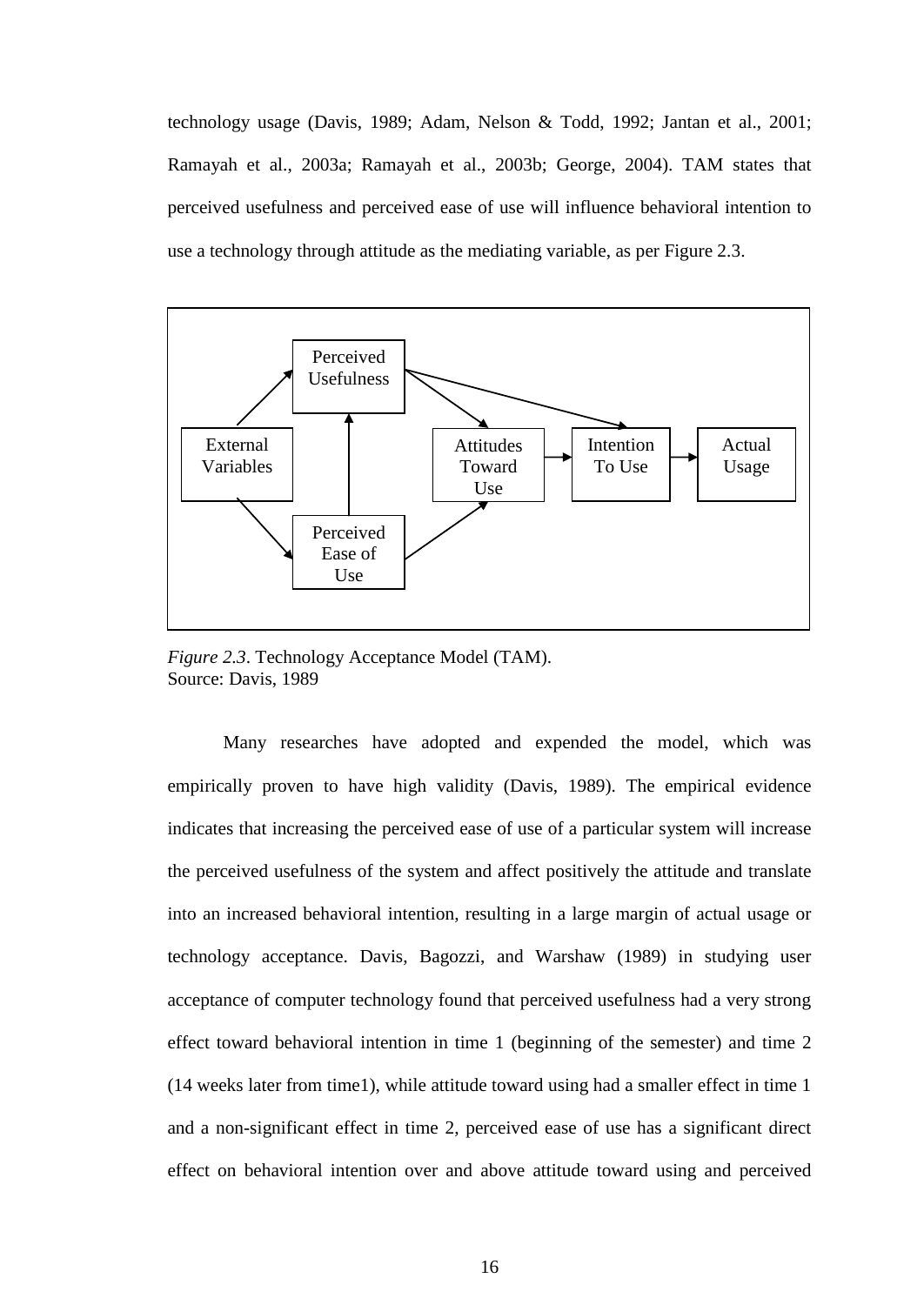technology usage (Davis, 1989; Adam, Nelson & Todd, 1992; Jantan et al., 2001; Ramayah et al., 2003a; Ramayah et al., 2003b; George, 2004). TAM states that perceived usefulness and perceived ease of use will influence behavioral intention to use a technology through attitude as the mediating variable, as per Figure 2.3.

*Figure 2.3*. Technology Acceptance Model (TAM).
Source: Davis, 1989

Many researches have adopted and expended the model, which was empirically proven to have high validity (Davis, 1989). The empirical evidence indicates that increasing the perceived ease of use of a particular system will increase the perceived usefulness of the system and affect positively the attitude and translate into an increased behavioral intention, resulting in a large margin of actual usage or technology acceptance. Davis, Bagozzi, and Warshaw (1989) in studying user acceptance of computer technology found that perceived usefulness had a very strong effect toward behavioral intention in time 1 (beginning of the semester) and time 2 (14 weeks later from time1), while attitude toward using had a smaller effect in time 1 and a non-significant effect in time 2, perceived ease of use has a significant direct effect on behavioral intention over and above attitude toward using and perceived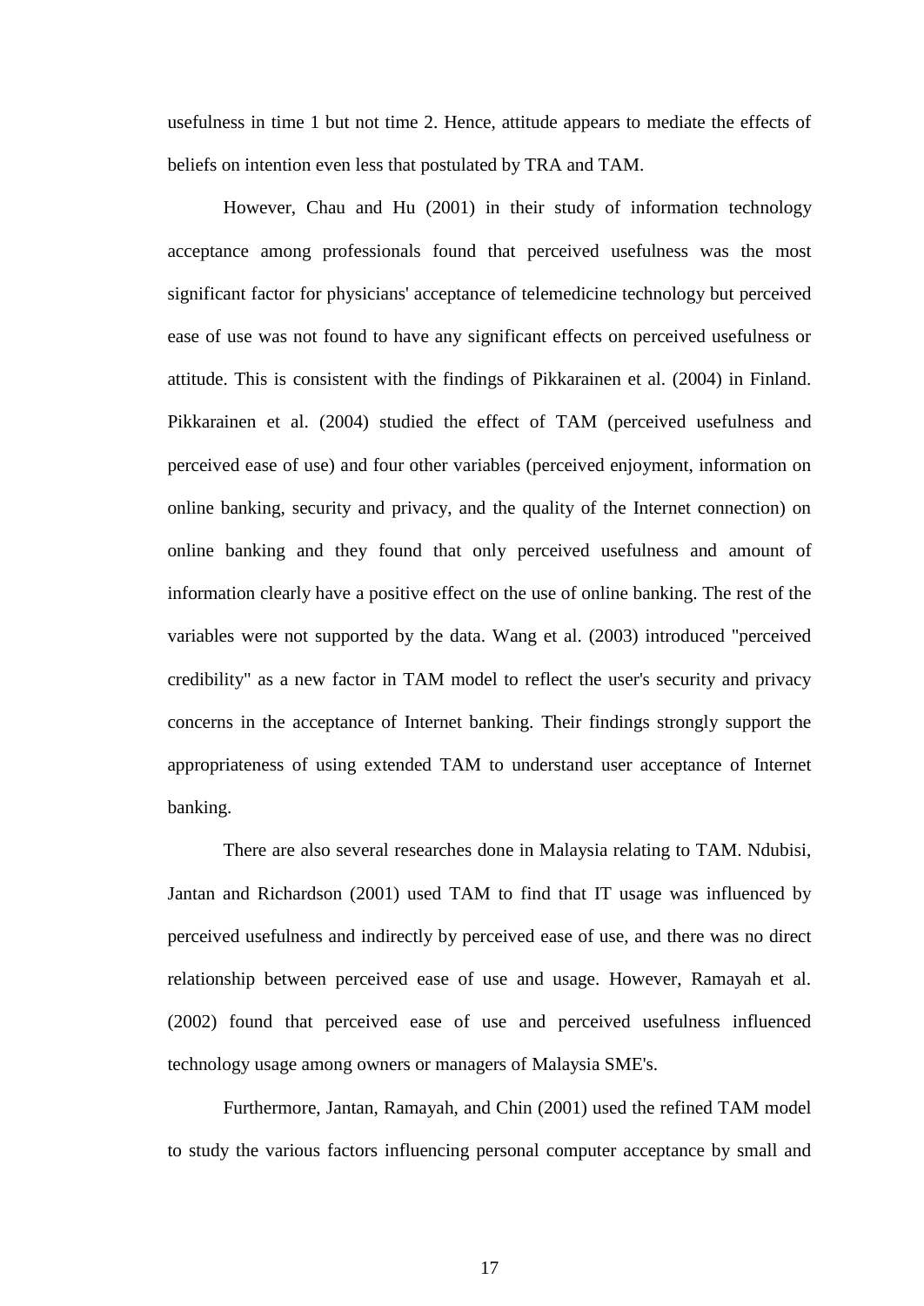usefulness in time 1 but not time 2. Hence, attitude appears to mediate the effects of beliefs on intention even less that postulated by TRA and TAM.

However, Chau and Hu (2001) in their study of information technology acceptance among professionals found that perceived usefulness was the most significant factor for physicians' acceptance of telemedicine technology but perceived ease of use was not found to have any significant effects on perceived usefulness or attitude. This is consistent with the findings of Pikkarainen et al. (2004) in Finland. Pikkarainen et al. (2004) studied the effect of TAM (perceived usefulness and perceived ease of use) and four other variables (perceived enjoyment, information on online banking, security and privacy, and the quality of the Internet connection) on online banking and they found that only perceived usefulness and amount of information clearly have a positive effect on the use of online banking. The rest of the variables were not supported by the data. Wang et al. (2003) introduced "perceived credibility" as a new factor in TAM model to reflect the user's security and privacy concerns in the acceptance of Internet banking. Their findings strongly support the appropriateness of using extended TAM to understand user acceptance of Internet banking.

There are also several researches done in Malaysia relating to TAM. Ndubisi, Jantan and Richardson (2001) used TAM to find that IT usage was influenced by perceived usefulness and indirectly by perceived ease of use, and there was no direct relationship between perceived ease of use and usage. However, Ramayah et al. (2002) found that perceived ease of use and perceived usefulness influenced technology usage among owners or managers of Malaysia SME's.

Furthermore, Jantan, Ramayah, and Chin (2001) used the refined TAM model to study the various factors influencing personal computer acceptance by small and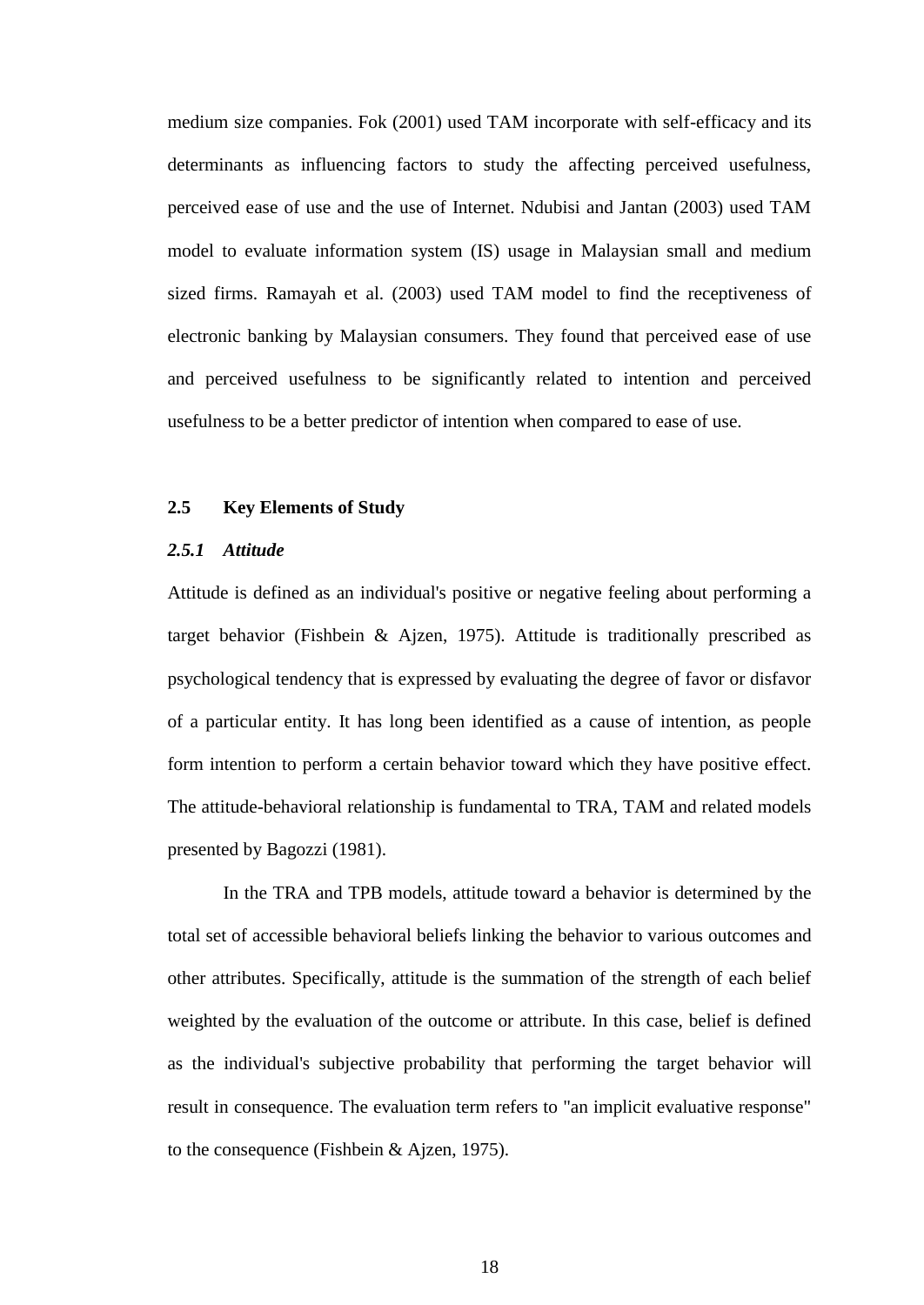medium size companies. Fok (2001) used TAM incorporate with self-efficacy and its determinants as influencing factors to study the affecting perceived usefulness, perceived ease of use and the use of Internet. Ndubisi and Jantan (2003) used TAM model to evaluate information system (IS) usage in Malaysian small and medium sized firms. Ramayah et al. (2003) used TAM model to find the receptiveness of electronic banking by Malaysian consumers. They found that perceived ease of use and perceived usefulness to be significantly related to intention and perceived usefulness to be a better predictor of intention when compared to ease of use.

## 2.5 Key Elements of Study

### *2.5.1 Attitude*

Attitude is defined as an individual's positive or negative feeling about performing a target behavior (Fishbein & Ajzen, 1975). Attitude is traditionally prescribed as psychological tendency that is expressed by evaluating the degree of favor or disfavor of a particular entity. It has long been identified as a cause of intention, as people form intention to perform a certain behavior toward which they have positive effect. The attitude-behavioral relationship is fundamental to TRA, TAM and related models presented by Bagozzi (1981).

In the TRA and TPB models, attitude toward a behavior is determined by the total set of accessible behavioral beliefs linking the behavior to various outcomes and other attributes. Specifically, attitude is the summation of the strength of each belief weighted by the evaluation of the outcome or attribute. In this case, belief is defined as the individual's subjective probability that performing the target behavior will result in consequence. The evaluation term refers to "an implicit evaluative response" to the consequence (Fishbein & Ajzen, 1975).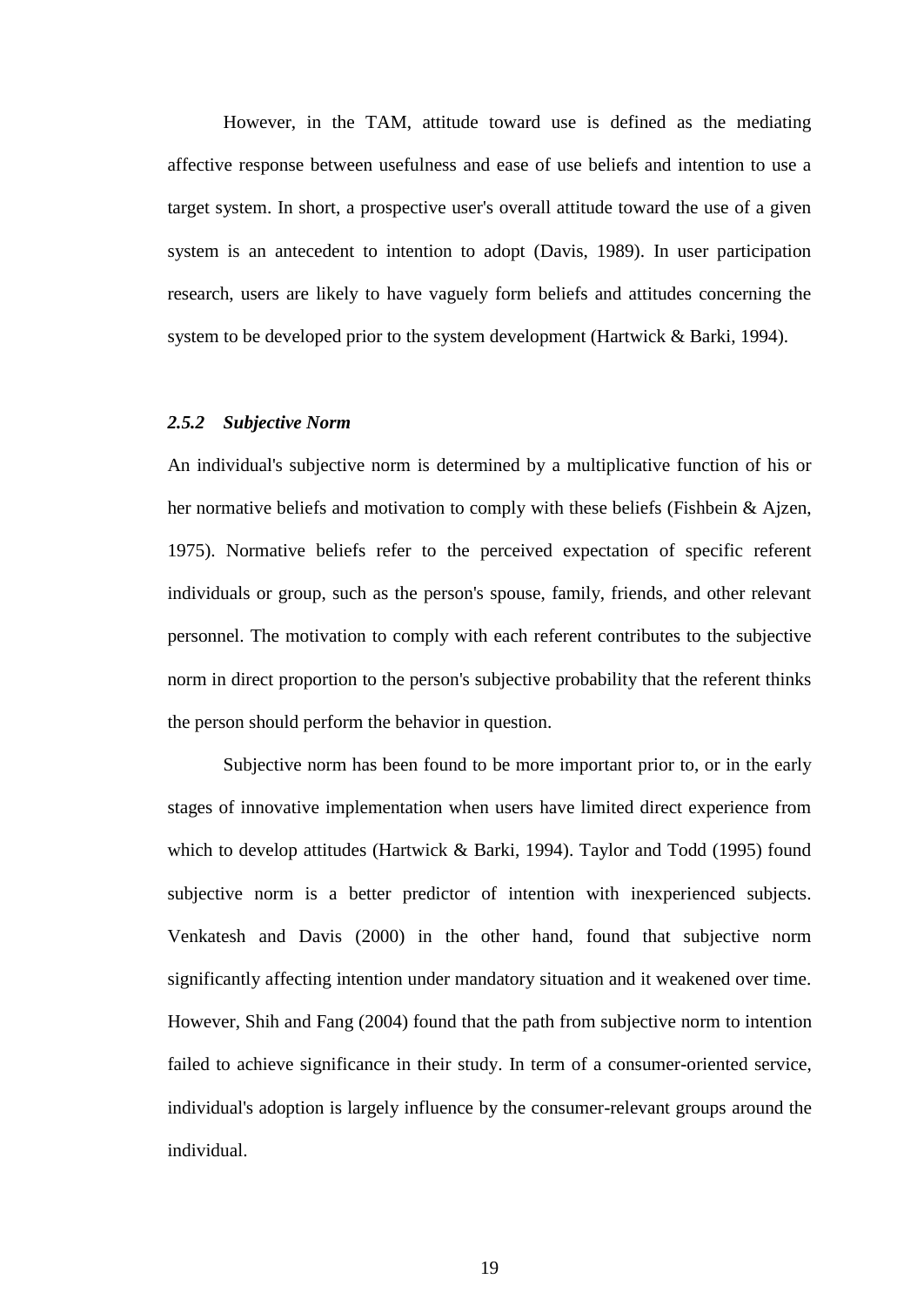However, in the TAM, attitude toward use is defined as the mediating affective response between usefulness and ease of use beliefs and intention to use a target system. In short, a prospective user's overall attitude toward the use of a given system is an antecedent to intention to adopt (Davis, 1989). In user participation research, users are likely to have vaguely form beliefs and attitudes concerning the system to be developed prior to the system development (Hartwick & Barki, 1994).

### *2.5.2 Subjective Norm*

An individual's subjective norm is determined by a multiplicative function of his or her normative beliefs and motivation to comply with these beliefs (Fishbein & Ajzen, 1975). Normative beliefs refer to the perceived expectation of specific referent individuals or group, such as the person's spouse, family, friends, and other relevant personnel. The motivation to comply with each referent contributes to the subjective norm in direct proportion to the person's subjective probability that the referent thinks the person should perform the behavior in question.

Subjective norm has been found to be more important prior to, or in the early stages of innovative implementation when users have limited direct experience from which to develop attitudes (Hartwick & Barki, 1994). Taylor and Todd (1995) found subjective norm is a better predictor of intention with inexperienced subjects. Venkatesh and Davis (2000) in the other hand, found that subjective norm significantly affecting intention under mandatory situation and it weakened over time. However, Shih and Fang (2004) found that the path from subjective norm to intention failed to achieve significance in their study. In term of a consumer-oriented service, individual's adoption is largely influence by the consumer-relevant groups around the individual.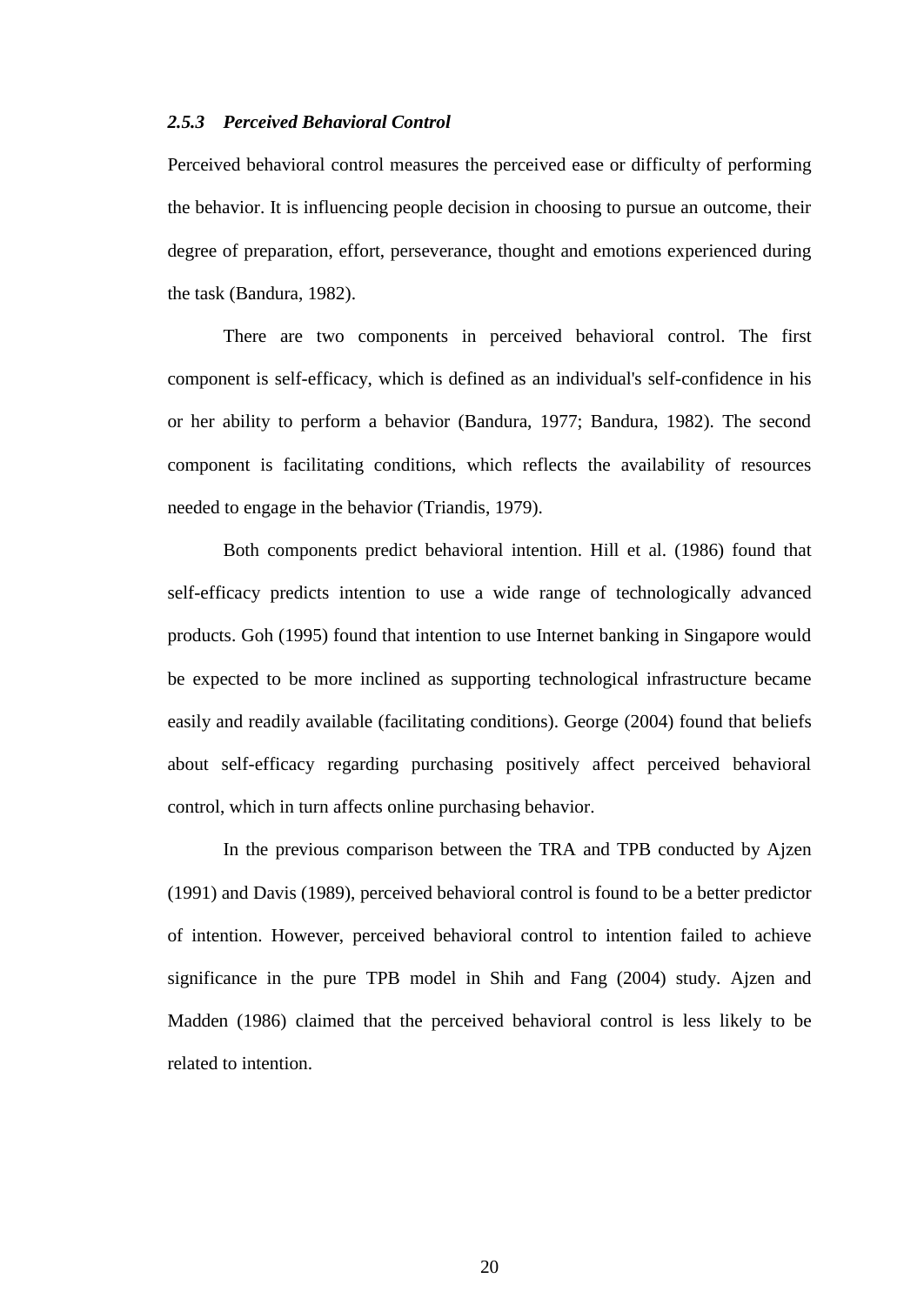### *2.5.3 Perceived Behavioral Control*

Perceived behavioral control measures the perceived ease or difficulty of performing the behavior. It is influencing people decision in choosing to pursue an outcome, their degree of preparation, effort, perseverance, thought and emotions experienced during the task (Bandura, 1982).

There are two components in perceived behavioral control. The first component is self-efficacy, which is defined as an individual's self-confidence in his or her ability to perform a behavior (Bandura, 1977; Bandura, 1982). The second component is facilitating conditions, which reflects the availability of resources needed to engage in the behavior (Triandis, 1979).

Both components predict behavioral intention. Hill et al. (1986) found that self-efficacy predicts intention to use a wide range of technologically advanced products. Goh (1995) found that intention to use Internet banking in Singapore would be expected to be more inclined as supporting technological infrastructure became easily and readily available (facilitating conditions). George (2004) found that beliefs about self-efficacy regarding purchasing positively affect perceived behavioral control, which in turn affects online purchasing behavior.

In the previous comparison between the TRA and TPB conducted by Ajzen (1991) and Davis (1989), perceived behavioral control is found to be a better predictor of intention. However, perceived behavioral control to intention failed to achieve significance in the pure TPB model in Shih and Fang (2004) study. Ajzen and Madden (1986) claimed that the perceived behavioral control is less likely to be related to intention.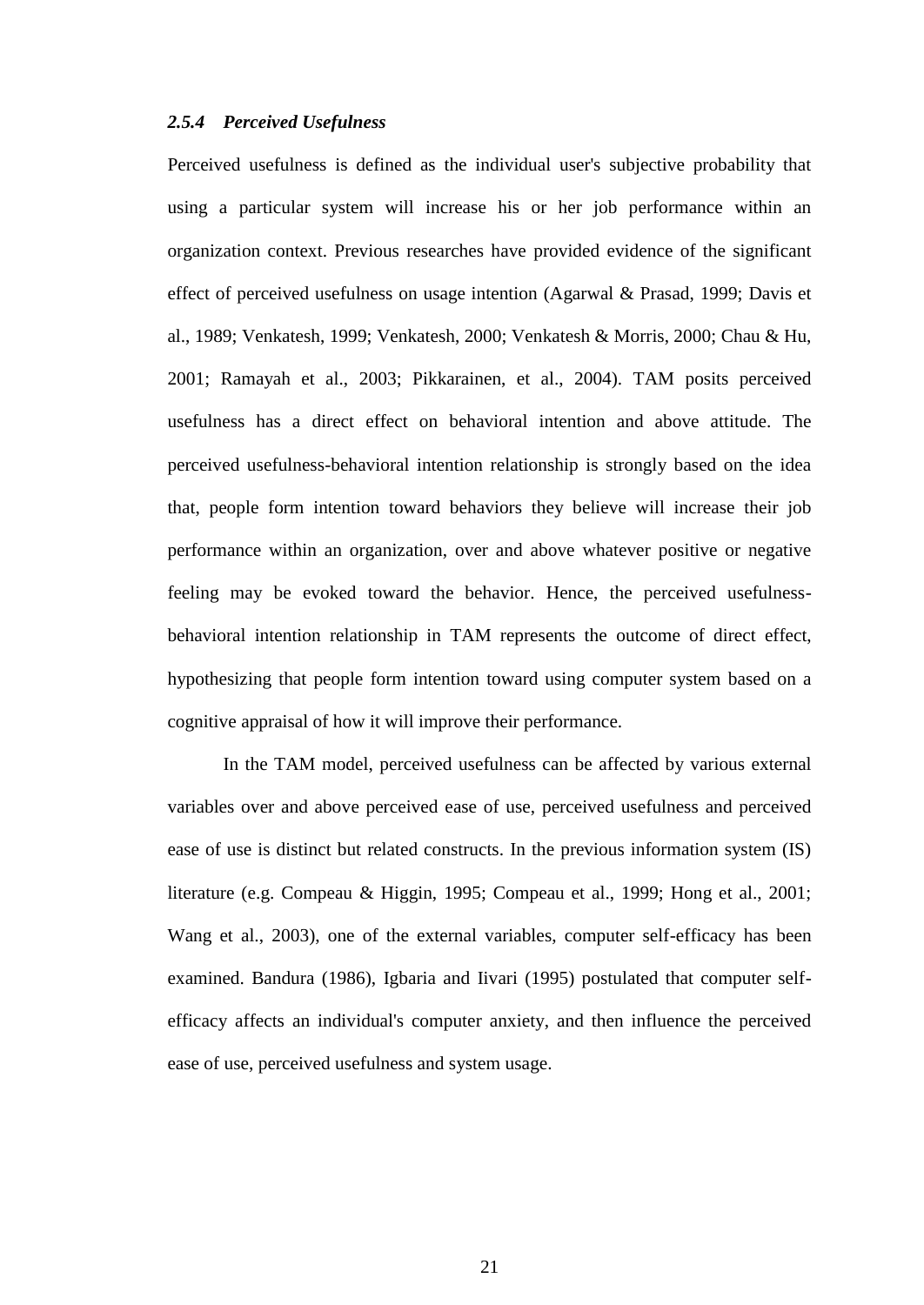### *2.5.4 Perceived Usefulness*

Perceived usefulness is defined as the individual user's subjective probability that using a particular system will increase his or her job performance within an organization context. Previous researches have provided evidence of the significant effect of perceived usefulness on usage intention (Agarwal & Prasad, 1999; Davis et al., 1989; Venkatesh, 1999; Venkatesh, 2000; Venkatesh & Morris, 2000; Chau & Hu, 2001; Ramayah et al., 2003; Pikkarainen, et al., 2004). TAM posits perceived usefulness has a direct effect on behavioral intention and above attitude. The perceived usefulness-behavioral intention relationship is strongly based on the idea that, people form intention toward behaviors they believe will increase their job performance within an organization, over and above whatever positive or negative feeling may be evoked toward the behavior. Hence, the perceived usefulness-behavioral intention relationship in TAM represents the outcome of direct effect, hypothesizing that people form intention toward using computer system based on a cognitive appraisal of how it will improve their performance.

In the TAM model, perceived usefulness can be affected by various external variables over and above perceived ease of use, perceived usefulness and perceived ease of use is distinct but related constructs. In the previous information system (IS) literature (e.g. Compeau & Higgin, 1995; Compeau et al., 1999; Hong et al., 2001; Wang et al., 2003), one of the external variables, computer self-efficacy has been examined. Bandura (1986), Igbaria and Iivari (1995) postulated that computer self-efficacy affects an individual's computer anxiety, and then influence the perceived ease of use, perceived usefulness and system usage.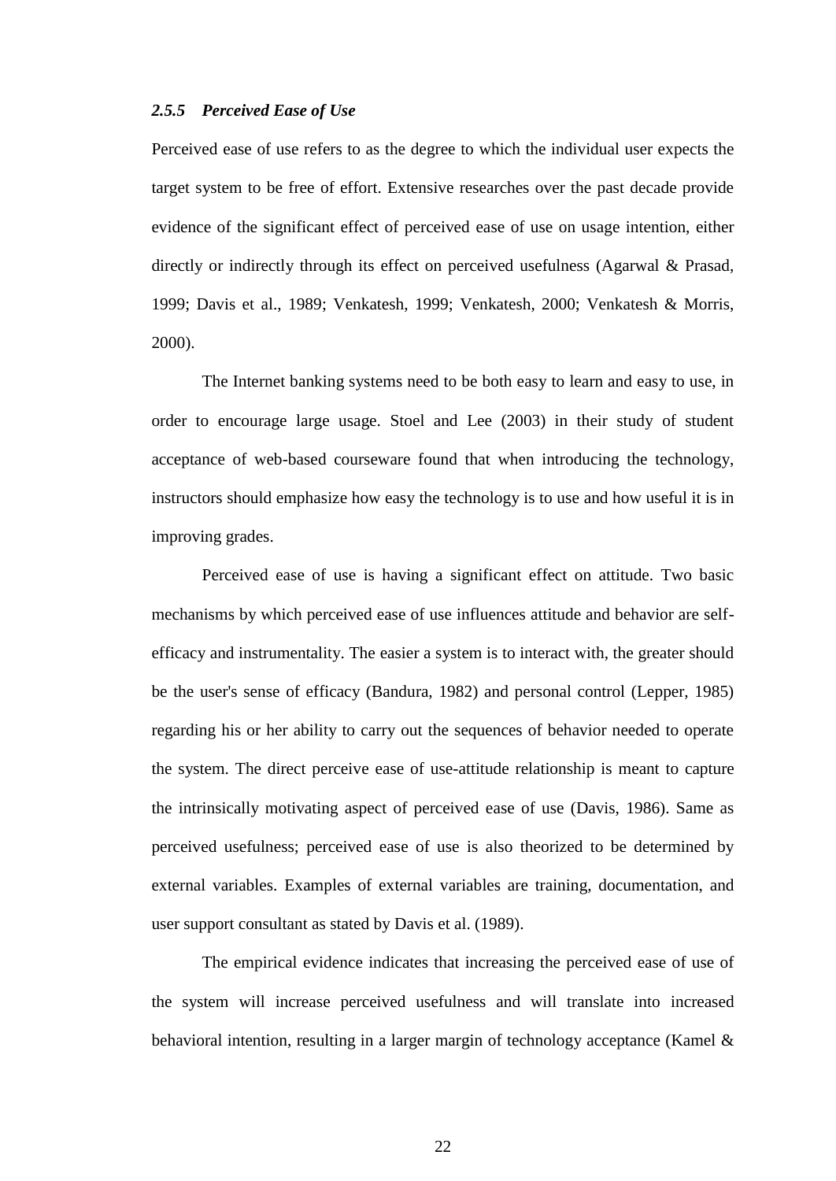### *2.5.5 Perceived Ease of Use*

Perceived ease of use refers to as the degree to which the individual user expects the target system to be free of effort. Extensive researches over the past decade provide evidence of the significant effect of perceived ease of use on usage intention, either directly or indirectly through its effect on perceived usefulness (Agarwal & Prasad, 1999; Davis et al., 1989; Venkatesh, 1999; Venkatesh, 2000; Venkatesh & Morris, 2000).

The Internet banking systems need to be both easy to learn and easy to use, in order to encourage large usage. Stoel and Lee (2003) in their study of student acceptance of web-based courseware found that when introducing the technology, instructors should emphasize how easy the technology is to use and how useful it is in improving grades.

Perceived ease of use is having a significant effect on attitude. Two basic mechanisms by which perceived ease of use influences attitude and behavior are self-efficacy and instrumentality. The easier a system is to interact with, the greater should be the user's sense of efficacy (Bandura, 1982) and personal control (Lepper, 1985) regarding his or her ability to carry out the sequences of behavior needed to operate the system. The direct perceive ease of use-attitude relationship is meant to capture the intrinsically motivating aspect of perceived ease of use (Davis, 1986). Same as perceived usefulness; perceived ease of use is also theorized to be determined by external variables. Examples of external variables are training, documentation, and user support consultant as stated by Davis et al. (1989).

The empirical evidence indicates that increasing the perceived ease of use of the system will increase perceived usefulness and will translate into increased behavioral intention, resulting in a larger margin of technology acceptance (Kamel &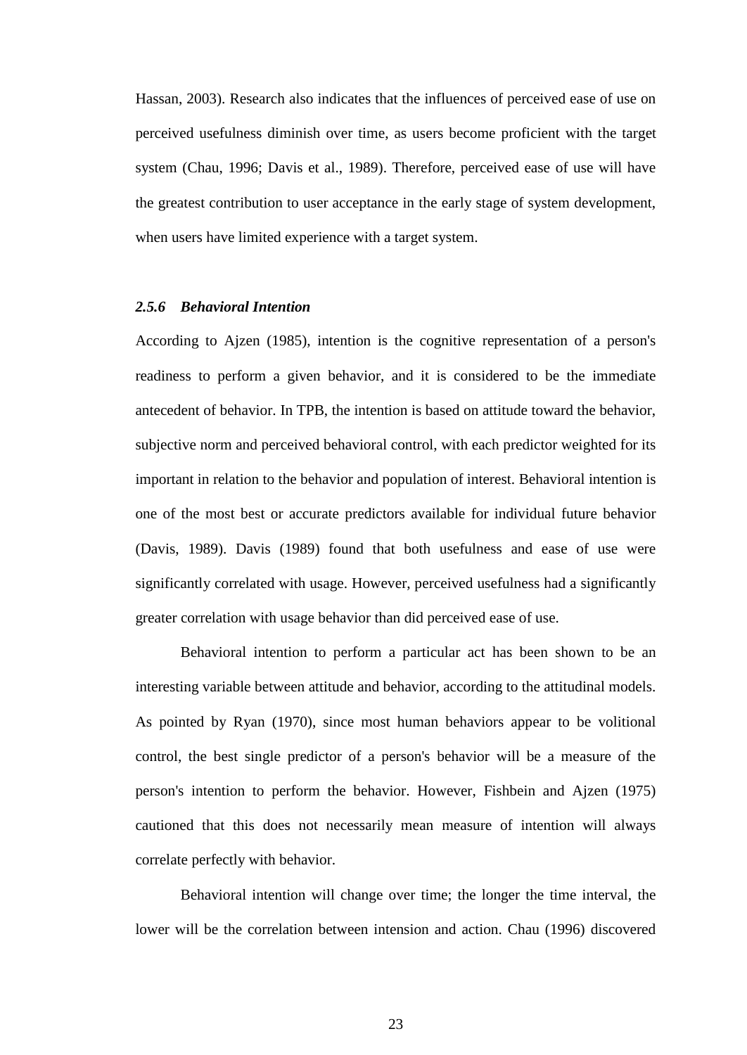Hassan, 2003). Research also indicates that the influences of perceived ease of use on perceived usefulness diminish over time, as users become proficient with the target system (Chau, 1996; Davis et al., 1989). Therefore, perceived ease of use will have the greatest contribution to user acceptance in the early stage of system development, when users have limited experience with a target system.

### *2.5.6 Behavioral Intention*

According to Ajzen (1985), intention is the cognitive representation of a person's readiness to perform a given behavior, and it is considered to be the immediate antecedent of behavior. In TPB, the intention is based on attitude toward the behavior, subjective norm and perceived behavioral control, with each predictor weighted for its important in relation to the behavior and population of interest. Behavioral intention is one of the most best or accurate predictors available for individual future behavior (Davis, 1989). Davis (1989) found that both usefulness and ease of use were significantly correlated with usage. However, perceived usefulness had a significantly greater correlation with usage behavior than did perceived ease of use.

Behavioral intention to perform a particular act has been shown to be an interesting variable between attitude and behavior, according to the attitudinal models. As pointed by Ryan (1970), since most human behaviors appear to be volitional control, the best single predictor of a person's behavior will be a measure of the person's intention to perform the behavior. However, Fishbein and Ajzen (1975) cautioned that this does not necessarily mean measure of intention will always correlate perfectly with behavior.

Behavioral intention will change over time; the longer the time interval, the lower will be the correlation between intension and action. Chau (1996) discovered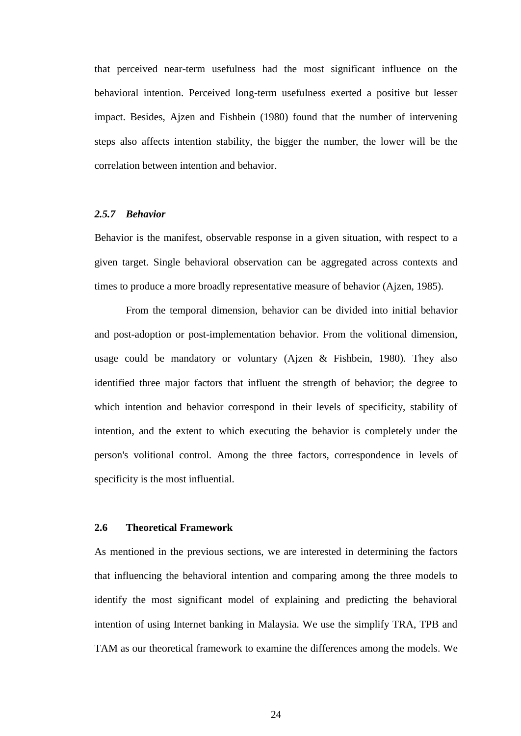that perceived near-term usefulness had the most significant influence on the behavioral intention. Perceived long-term usefulness exerted a positive but lesser impact. Besides, Ajzen and Fishbein (1980) found that the number of intervening steps also affects intention stability, the bigger the number, the lower will be the correlation between intention and behavior.

### *2.5.7 Behavior*

Behavior is the manifest, observable response in a given situation, with respect to a given target. Single behavioral observation can be aggregated across contexts and times to produce a more broadly representative measure of behavior (Ajzen, 1985).

From the temporal dimension, behavior can be divided into initial behavior and post-adoption or post-implementation behavior. From the volitional dimension, usage could be mandatory or voluntary (Ajzen & Fishbein, 1980). They also identified three major factors that influent the strength of behavior; the degree to which intention and behavior correspond in their levels of specificity, stability of intention, and the extent to which executing the behavior is completely under the person's volitional control. Among the three factors, correspondence in levels of specificity is the most influential.

## 2.6 Theoretical Framework

As mentioned in the previous sections, we are interested in determining the factors that influencing the behavioral intention and comparing among the three models to identify the most significant model of explaining and predicting the behavioral intention of using Internet banking in Malaysia. We use the simplify TRA, TPB and TAM as our theoretical framework to examine the differences among the models. We